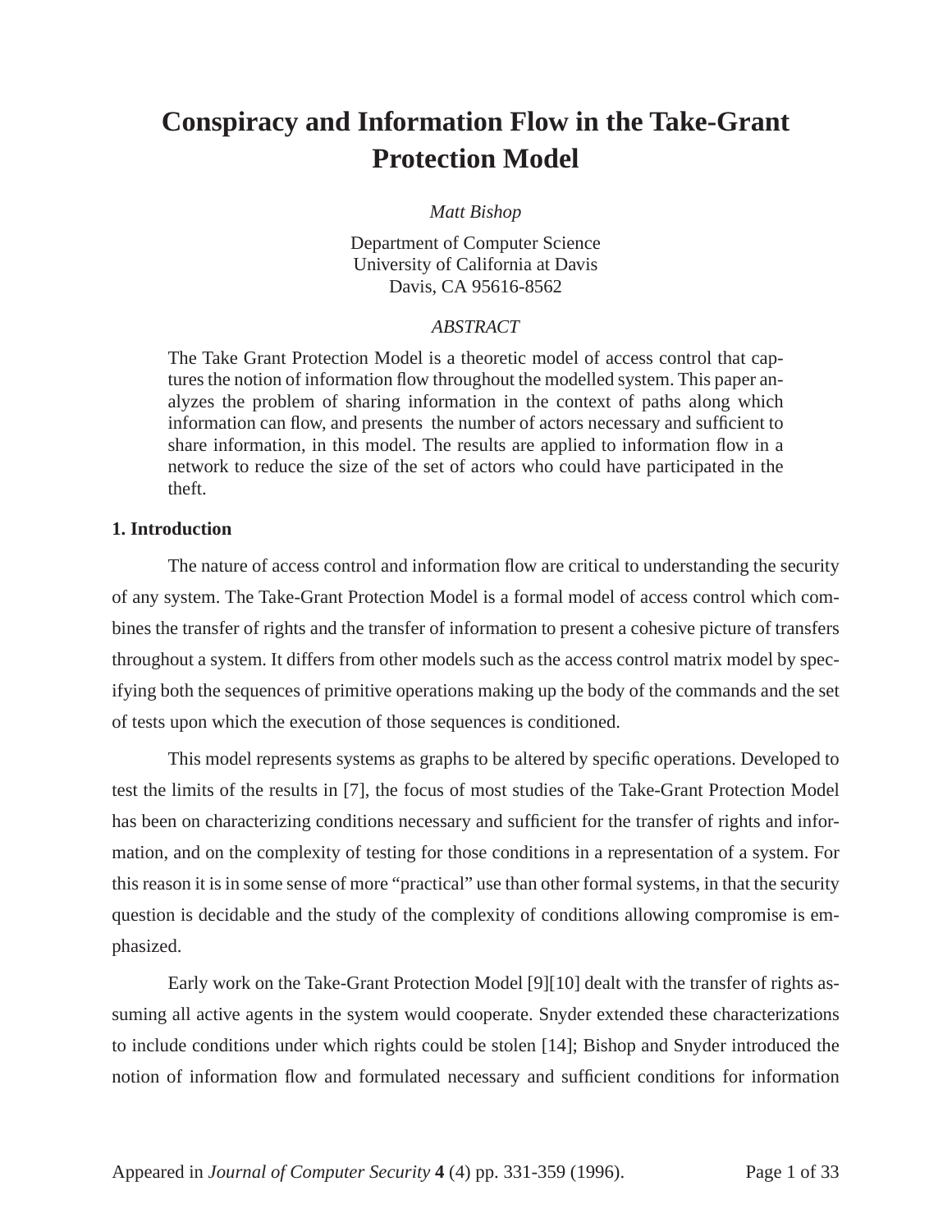# Conspiracy and Information Flow in the Take-Grant Protection Model

*Matt Bishop*

Department of Computer Science
University of California at Davis
Davis, CA 95616-8562

*ABSTRACT*

The Take Grant Protection Model is a theoretic model of access control that captures the notion of information flow throughout the modelled system. This paper analyzes the problem of sharing information in the context of paths along which information can flow, and presents the number of actors necessary and sufficient to share information, in this model. The results are applied to information flow in a network to reduce the size of the set of actors who could have participated in the theft.

## 1. Introduction

The nature of access control and information flow are critical to understanding the security of any system. The Take-Grant Protection Model is a formal model of access control which combines the transfer of rights and the transfer of information to present a cohesive picture of transfers throughout a system. It differs from other models such as the access control matrix model by specifying both the sequences of primitive operations making up the body of the commands and the set of tests upon which the execution of those sequences is conditioned.

This model represents systems as graphs to be altered by specific operations. Developed to test the limits of the results in [7], the focus of most studies of the Take-Grant Protection Model has been on characterizing conditions necessary and sufficient for the transfer of rights and information, and on the complexity of testing for those conditions in a representation of a system. For this reason it is in some sense of more "practical" use than other formal systems, in that the security question is decidable and the study of the complexity of conditions allowing compromise is emphasized.

Early work on the Take-Grant Protection Model [9][10] dealt with the transfer of rights assuming all active agents in the system would cooperate. Snyder extended these characterizations to include conditions under which rights could be stolen [14]; Bishop and Snyder introduced the notion of information flow and formulated necessary and sufficient conditions for information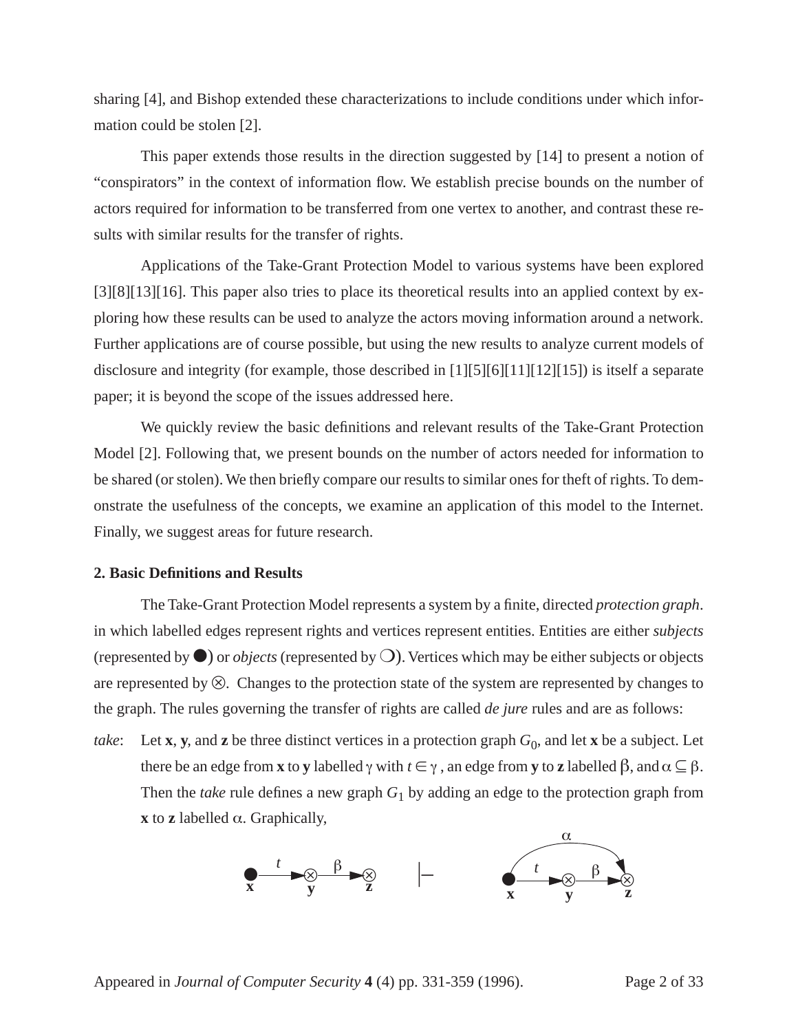sharing [4], and Bishop extended these characterizations to include conditions under which information could be stolen [2].

This paper extends those results in the direction suggested by [14] to present a notion of "conspirators" in the context of information flow. We establish precise bounds on the number of actors required for information to be transferred from one vertex to another, and contrast these results with similar results for the transfer of rights.

Applications of the Take-Grant Protection Model to various systems have been explored [3][8][13][16]. This paper also tries to place its theoretical results into an applied context by exploring how these results can be used to analyze the actors moving information around a network. Further applications are of course possible, but using the new results to analyze current models of disclosure and integrity (for example, those described in [1][5][6][11][12][15]) is itself a separate paper; it is beyond the scope of the issues addressed here.

We quickly review the basic definitions and relevant results of the Take-Grant Protection Model [2]. Following that, we present bounds on the number of actors needed for information to be shared (or stolen). We then briefly compare our results to similar ones for theft of rights. To demonstrate the usefulness of the concepts, we examine an application of this model to the Internet. Finally, we suggest areas for future research.

## 2. Basic Definitions and Results

The Take-Grant Protection Model represents a system by a finite, directed *protection graph*. in which labelled edges represent rights and vertices represent entities. Entities are either *subjects* (represented by ●) or *objects* (represented by ❍). Vertices which may be either subjects or objects are represented by ⊗. Changes to the protection state of the system are represented by changes to the graph. The rules governing the transfer of rights are called *de jure* rules and are as follows:

*take*: Let **x**, **y**, and **z** be three distinct vertices in a protection graph $G_0$, and let **x** be a subject. Let there be an edge from **x** to **y** labelled $\gamma$ with $t \in \gamma$, an edge from **y** to **z** labelled $\beta$, and $\alpha \subseteq \beta$. Then the *take* rule defines a new graph $G_1$ by adding an edge to the protection graph from **x** to **z** labelled $\alpha$. Graphically,

$$\bullet_{\mathbf{x}} \xrightarrow{t} \otimes_{\mathbf{y}} \xrightarrow{\beta} \otimes_{\mathbf{z}} \quad \vdash \quad \bullet_{\mathbf{x}} \xrightarrow{t} \otimes_{\mathbf{y}} \xrightarrow{\beta} \otimes_{\mathbf{z}}, \quad \mathbf{x} \xrightarrow{\alpha} \mathbf{z}$$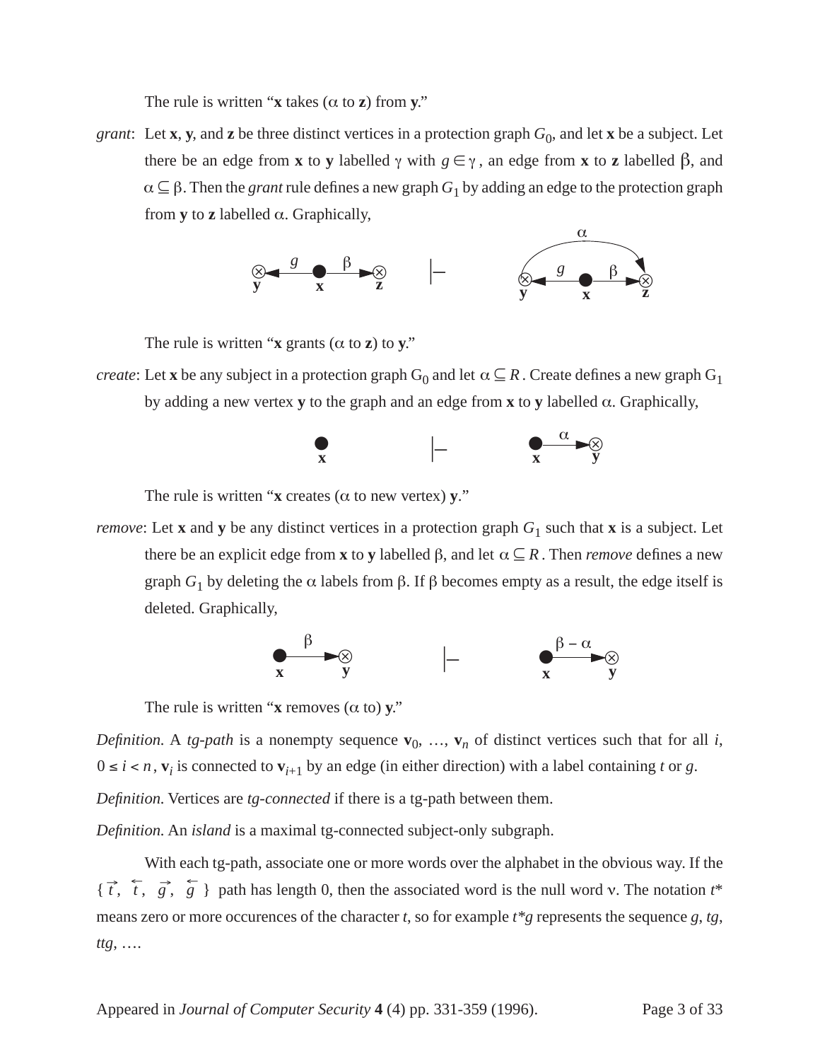The rule is written "**x** takes ($\alpha$ to **z**) from **y**."

*grant*: Let **x**, **y**, and **z** be three distinct vertices in a protection graph $G_0$, and let **x** be a subject. Let there be an edge from **x** to **y** labelled $\gamma$ with $g \in \gamma$, an edge from **x** to **z** labelled $\beta$, and $\alpha \subseteq \beta$. Then the *grant* rule defines a new graph $G_1$ by adding an edge to the protection graph from **y** to **z** labelled $\alpha$. Graphically,

The rule is written "**x** grants ($\alpha$ to **z**) to **y**."

*create*: Let **x** be any subject in a protection graph $G_0$ and let $\alpha \subseteq R$. Create defines a new graph $G_1$ by adding a new vertex **y** to the graph and an edge from **x** to **y** labelled $\alpha$. Graphically,

The rule is written "**x** creates ($\alpha$ to new vertex) **y**."

*remove*: Let **x** and **y** be any distinct vertices in a protection graph $G_1$ such that **x** is a subject. Let there be an explicit edge from **x** to **y** labelled $\beta$, and let $\alpha \subseteq R$. Then *remove* defines a new graph $G_1$ by deleting the $\alpha$ labels from $\beta$. If $\beta$ becomes empty as a result, the edge itself is deleted. Graphically,

The rule is written "**x** removes ($\alpha$ to) **y**."

*Definition.* A *tg-path* is a nonempty sequence $\mathbf{v}_0, \ldots, \mathbf{v}_n$ of distinct vertices such that for all $i$, $0 \le i < n$, $\mathbf{v}_i$ is connected to $\mathbf{v}_{i+1}$ by an edge (in either direction) with a label containing $t$ or $g$.

*Definition.* Vertices are *tg-connected* if there is a tg-path between them.

*Definition.* An *island* is a maximal tg-connected subject-only subgraph.

With each tg-path, associate one or more words over the alphabet in the obvious way. If the $\{ \vec{t}, \overleftarrow{t}, \vec{g}, \overleftarrow{g} \}$ path has length 0, then the associated word is the null word $\nu$. The notation $t^*$ means zero or more occurences of the character $t$, so for example $t^*g$ represents the sequence $g$, $tg$, $ttg$, ….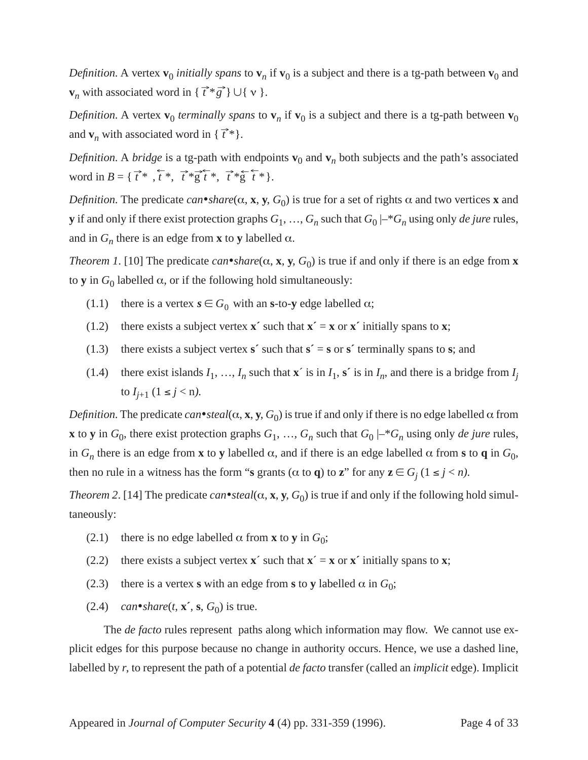*Definition.* A vertex $\mathbf{v}_0$ *initially spans* to $\mathbf{v}_n$ if $\mathbf{v}_0$ is a subject and there is a tg-path between $\mathbf{v}_0$ and $\mathbf{v}_n$ with associated word in $\{ \vec{t}^{*}\vec{g} \} \cup \{ \nu \}$.

*Definition.* A vertex $\mathbf{v}_0$ *terminally spans* to $\mathbf{v}_n$ if $\mathbf{v}_0$ is a subject and there is a tg-path between $\mathbf{v}_0$ and $\mathbf{v}_n$ with associated word in $\{ \vec{t}^{*} \}$.

*Definition.* A *bridge* is a tg-path with endpoints $\mathbf{v}_0$ and $\mathbf{v}_n$ both subjects and the path's associated word in $B = \{ \vec{t}^{*}, \overleftarrow{t}^{*}, \vec{t}^{*}\vec{g}\overleftarrow{t}^{*}, \vec{t}^{*}\overleftarrow{g}\overleftarrow{t}^{*} \}$.

*Definition.* The predicate *can•share*($\alpha$, **x**, **y**, $G_0$) is true for a set of rights $\alpha$ and two vertices **x** and **y** if and only if there exist protection graphs $G_1, \ldots, G_n$ such that $G_0 \vdash^{*} G_n$ using only *de jure* rules, and in $G_n$ there is an edge from **x** to **y** labelled $\alpha$.

*Theorem 1*. [10] The predicate *can•share*($\alpha$, **x**, **y**, $G_0$) is true if and only if there is an edge from **x** to **y** in $G_0$ labelled $\alpha$, or if the following hold simultaneously:

- (1.1) there is a vertex $s \in G_0$ with an **s**-to-**y** edge labelled $\alpha$;
- (1.2) there exists a subject vertex **x**´ such that **x**´ = **x** or **x**´ initially spans to **x**;
- (1.3) there exists a subject vertex **s**´ such that **s**´ = **s** or **s**´ terminally spans to **s**; and
- (1.4) there exist islands $I_1, \ldots, I_n$ such that **x**´ is in $I_1$, **s**´ is in $I_n$, and there is a bridge from $I_j$ to $I_{j+1}$ ($1 \leq j < n$).

*Definition.* The predicate *can•steal*($\alpha$, **x**, **y**, $G_0$) is true if and only if there is no edge labelled $\alpha$ from **x** to **y** in $G_0$, there exist protection graphs $G_1, \ldots, G_n$ such that $G_0 \vdash^{*} G_n$ using only *de jure* rules, in $G_n$ there is an edge from **x** to **y** labelled $\alpha$, and if there is an edge labelled $\alpha$ from **s** to **q** in $G_0$, then no rule in a witness has the form "**s** grants ($\alpha$ to **q**) to **z**" for any $\mathbf{z} \in G_j$ ($1 \leq j < n$).

*Theorem 2*. [14] The predicate *can•steal*($\alpha$, **x**, **y**, $G_0$) is true if and only if the following hold simultaneously:

- (2.1) there is no edge labelled $\alpha$ from **x** to **y** in $G_0$;
- (2.2) there exists a subject vertex **x**´ such that **x**´ = **x** or **x**´ initially spans to **x**;
- (2.3) there is a vertex **s** with an edge from **s** to **y** labelled $\alpha$ in $G_0$;
- (2.4) *can•share*($t$, **x**´, **s**, $G_0$) is true.

The *de facto* rules represent paths along which information may flow. We cannot use explicit edges for this purpose because no change in authority occurs. Hence, we use a dashed line, labelled by $r$, to represent the path of a potential *de facto* transfer (called an *implicit* edge). Implicit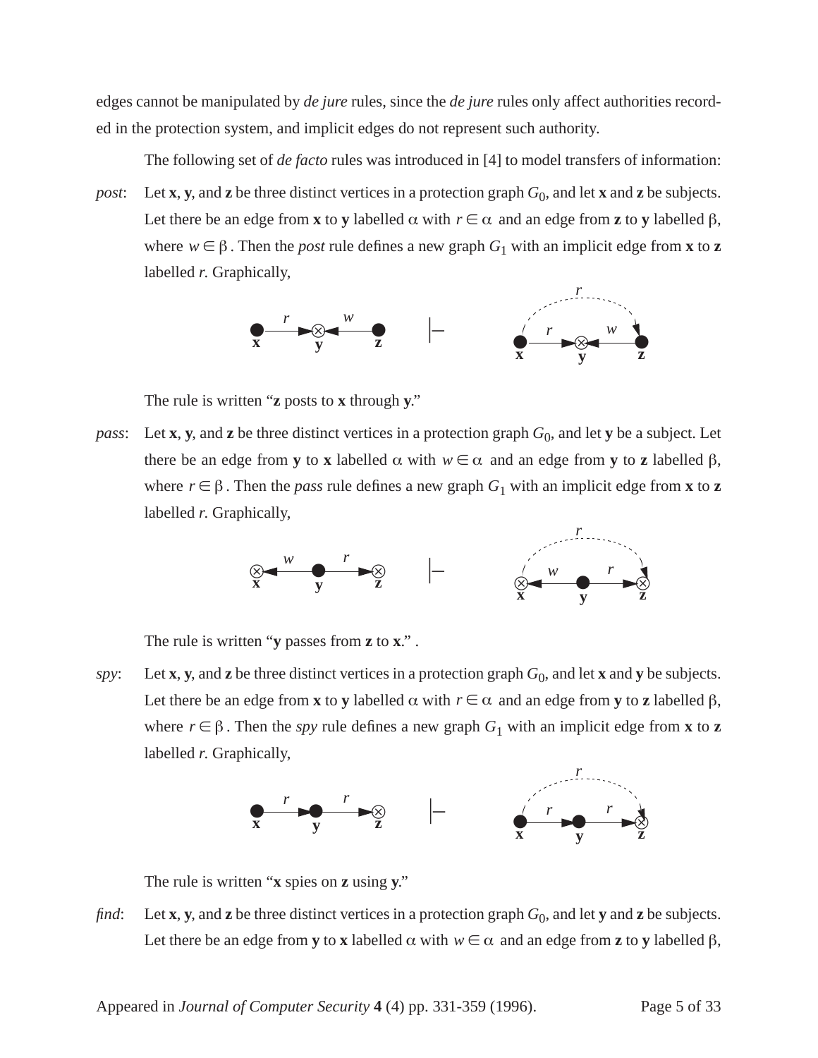edges cannot be manipulated by *de jure* rules, since the *de jure* rules only affect authorities recorded in the protection system, and implicit edges do not represent such authority.

The following set of *de facto* rules was introduced in [4] to model transfers of information:

*post*: Let **x**, **y**, and **z** be three distinct vertices in a protection graph $G_0$, and let **x** and **z** be subjects. Let there be an edge from **x** to **y** labelled $\alpha$ with $r \in \alpha$ and an edge from **z** to **y** labelled $\beta$, where $w \in \beta$. Then the *post* rule defines a new graph $G_1$ with an implicit edge from **x** to **z** labelled *r*. Graphically,

The rule is written "**z** posts to **x** through **y**."

*pass*: Let **x**, **y**, and **z** be three distinct vertices in a protection graph $G_0$, and let **y** be a subject. Let there be an edge from **y** to **x** labelled $\alpha$ with $w \in \alpha$ and an edge from **y** to **z** labelled $\beta$, where $r \in \beta$. Then the *pass* rule defines a new graph $G_1$ with an implicit edge from **x** to **z** labelled *r*. Graphically,

The rule is written "**y** passes from **z** to **x**." .

*spy*: Let **x**, **y**, and **z** be three distinct vertices in a protection graph $G_0$, and let **x** and **y** be subjects. Let there be an edge from **x** to **y** labelled $\alpha$ with $r \in \alpha$ and an edge from **y** to **z** labelled $\beta$, where $r \in \beta$. Then the *spy* rule defines a new graph $G_1$ with an implicit edge from **x** to **z** labelled *r*. Graphically,

The rule is written "**x** spies on **z** using **y**."

*find*: Let **x**, **y**, and **z** be three distinct vertices in a protection graph $G_0$, and let **y** and **z** be subjects. Let there be an edge from **y** to **x** labelled $\alpha$ with $w \in \alpha$ and an edge from **z** to **y** labelled $\beta$,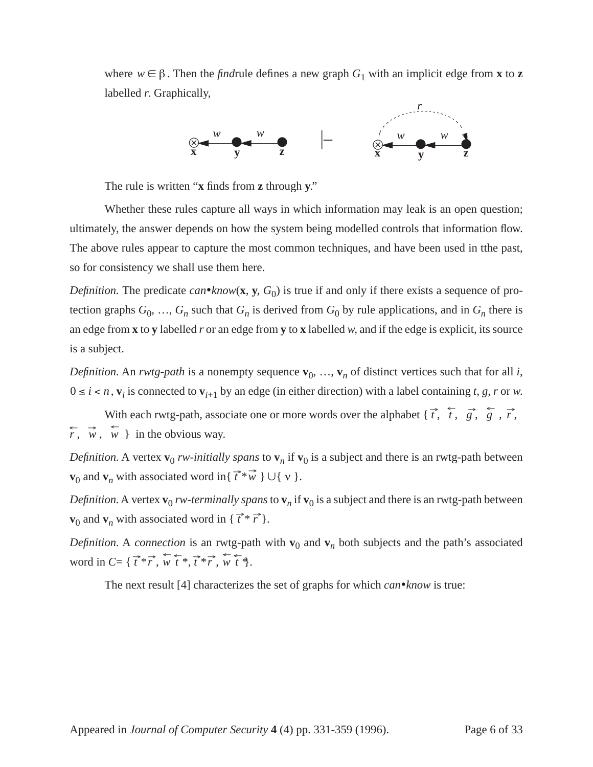where $w \in \beta$. Then the *find*rule defines a new graph $G_1$ with an implicit edge from **x** to **z** labelled *r*. Graphically,

The rule is written "**x** finds from **z** through **y**."

Whether these rules capture all ways in which information may leak is an open question; ultimately, the answer depends on how the system being modelled controls that information flow. The above rules appear to capture the most common techniques, and have been used in tthe past, so for consistency we shall use them here.

*Definition.* The predicate *can•know*(**x**, **y**, $G_0$) is true if and only if there exists a sequence of protection graphs $G_0$, …, $G_n$ such that $G_n$ is derived from $G_0$ by rule applications, and in $G_n$ there is an edge from **x** to **y** labelled *r* or an edge from **y** to **x** labelled *w*, and if the edge is explicit, its source is a subject.

*Definition.* An *rwtg-path* is a nonempty sequence $\mathbf{v}_0, \ldots, \mathbf{v}_n$ of distinct vertices such that for all $i$, $0 \le i < n$, $\mathbf{v}_i$ is connected to $\mathbf{v}_{i+1}$ by an edge (in either direction) with a label containing *t*, *g*, *r* or *w*.

With each rwtg-path, associate one or more words over the alphabet $\{ \vec{t}, \overleftarrow{t}, \vec{g}, \overleftarrow{g}, \vec{r}, \overleftarrow{r}, \vec{w}, \overleftarrow{w} \}$ in the obvious way.

*Definition.* A vertex $\mathbf{v}_0$ *rw-initially spans* to $\mathbf{v}_n$ if $\mathbf{v}_0$ is a subject and there is an rwtg-path between $\mathbf{v}_0$ and $\mathbf{v}_n$ with associated word in$\{ \vec{t}^{\,*}\vec{w} \} \cup \{ \nu \}$.

*Definition.* A vertex $\mathbf{v}_0$ *rw-terminally spans* to $\mathbf{v}_n$ if $\mathbf{v}_0$ is a subject and there is an rwtg-path between $\mathbf{v}_0$ and $\mathbf{v}_n$ with associated word in $\{ \vec{t}^{\,*} \vec{r} \}$.

*Definition.* A *connection* is an rwtg-path with $\mathbf{v}_0$ and $\mathbf{v}_n$ both subjects and the path's associated word in $C = \{ \vec{t}^{\,*}\vec{r}, \overleftarrow{w}\,\overleftarrow{t}^{\,*}, \vec{t}^{\,*}\vec{r}, \overleftarrow{w}\,\overleftarrow{t}^{\,*} \}$.

The next result [4] characterizes the set of graphs for which *can•know* is true: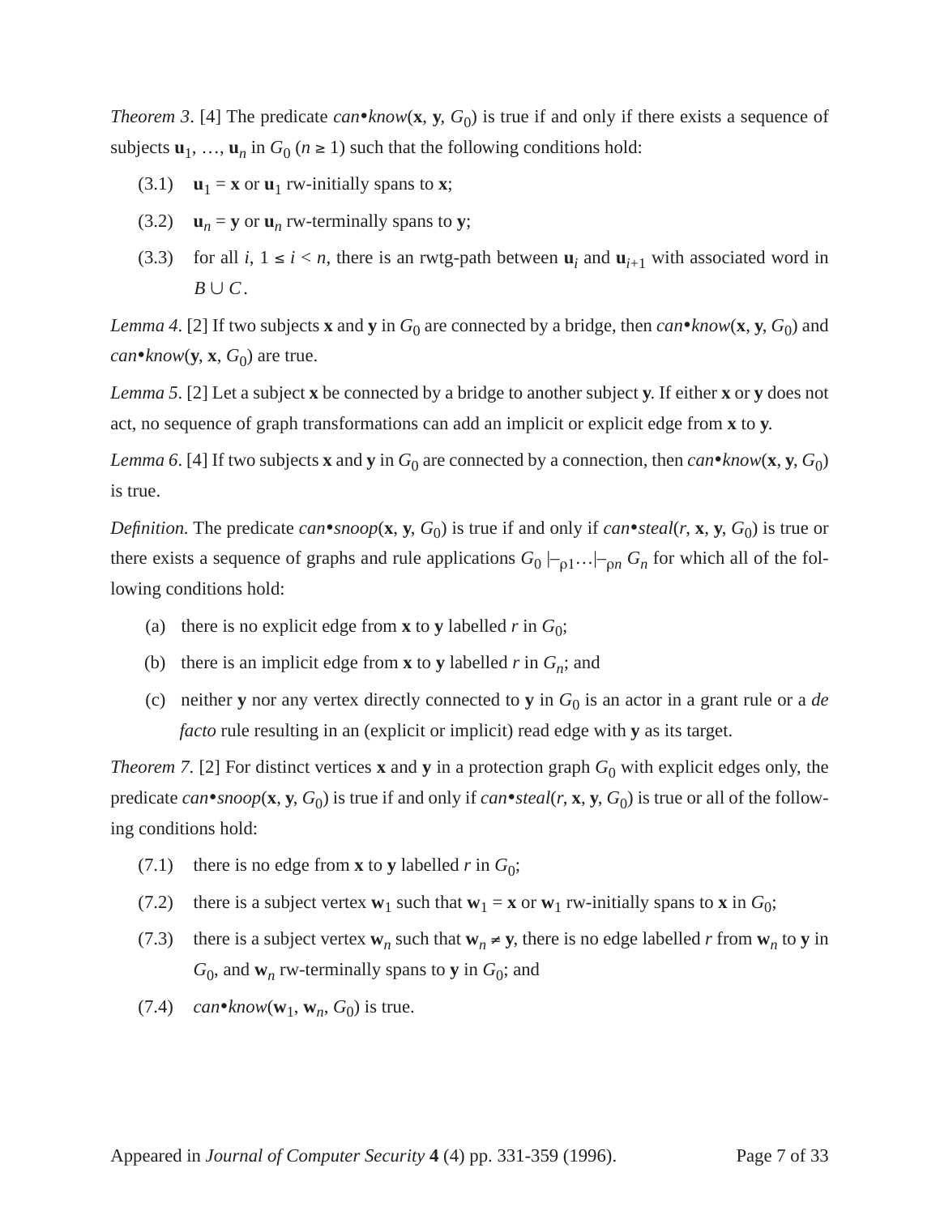*Theorem 3*. [4] The predicate *can•know*(**x**, **y**, $G_0$) is true if and only if there exists a sequence of subjects $\mathbf{u}_1, \ldots, \mathbf{u}_n$ in $G_0$ ($n \geq 1$) such that the following conditions hold:

(3.1) $\mathbf{u}_1 = \mathbf{x}$ or $\mathbf{u}_1$ rw-initially spans to **x**;

(3.2) $\mathbf{u}_n = \mathbf{y}$ or $\mathbf{u}_n$ rw-terminally spans to **y**;

(3.3) for all $i$, $1 \leq i < n$, there is an rwtg-path between $\mathbf{u}_i$ and $\mathbf{u}_{i+1}$ with associated word in $B \cup C$.

*Lemma 4*. [2] If two subjects **x** and **y** in $G_0$ are connected by a bridge, then *can•know*(**x**, **y**, $G_0$) and *can•know*(**y**, **x**, $G_0$) are true.

*Lemma 5*. [2] Let a subject **x** be connected by a bridge to another subject **y**. If either **x** or **y** does not act, no sequence of graph transformations can add an implicit or explicit edge from **x** to **y**.

*Lemma 6*. [4] If two subjects **x** and **y** in $G_0$ are connected by a connection, then *can•know*(**x**, **y**, $G_0$) is true.

*Definition.* The predicate *can•snoop*(**x**, **y**, $G_0$) is true if and only if *can•steal*($r$, **x**, **y**, $G_0$) is true or there exists a sequence of graphs and rule applications $G_0 \vdash_{\rho 1} \ldots \vdash_{\rho n} G_n$ for which all of the following conditions hold:

(a) there is no explicit edge from **x** to **y** labelled $r$ in $G_0$;

(b) there is an implicit edge from **x** to **y** labelled $r$ in $G_n$; and

(c) neither **y** nor any vertex directly connected to **y** in $G_0$ is an actor in a grant rule or a *de facto* rule resulting in an (explicit or implicit) read edge with **y** as its target.

*Theorem 7*. [2] For distinct vertices **x** and **y** in a protection graph $G_0$ with explicit edges only, the predicate *can•snoop*(**x**, **y**, $G_0$) is true if and only if *can•steal*($r$, **x**, **y**, $G_0$) is true or all of the following conditions hold:

(7.1) there is no edge from **x** to **y** labelled $r$ in $G_0$;

(7.2) there is a subject vertex $\mathbf{w}_1$ such that $\mathbf{w}_1 = \mathbf{x}$ or $\mathbf{w}_1$ rw-initially spans to **x** in $G_0$;

(7.3) there is a subject vertex $\mathbf{w}_n$ such that $\mathbf{w}_n \neq \mathbf{y}$, there is no edge labelled $r$ from $\mathbf{w}_n$ to **y** in $G_0$, and $\mathbf{w}_n$ rw-terminally spans to **y** in $G_0$; and

(7.4) *can•know*($\mathbf{w}_1$, $\mathbf{w}_n$, $G_0$) is true.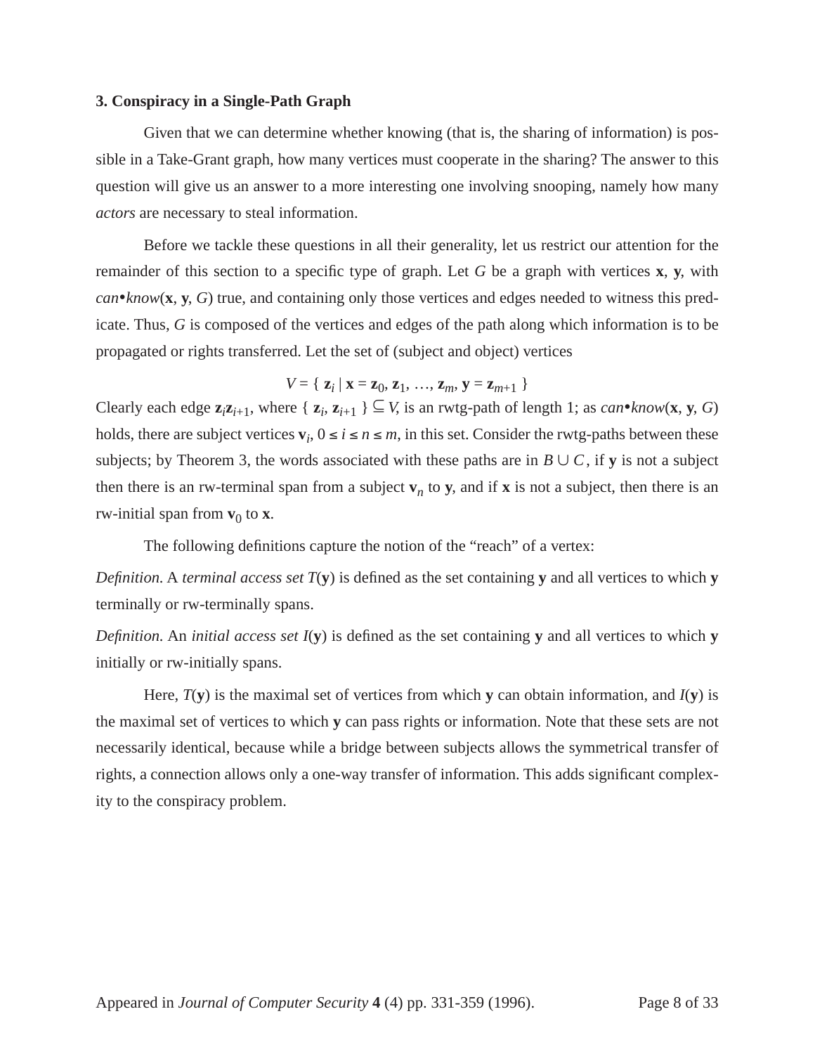### 3. Conspiracy in a Single-Path Graph

Given that we can determine whether knowing (that is, the sharing of information) is possible in a Take-Grant graph, how many vertices must cooperate in the sharing? The answer to this question will give us an answer to a more interesting one involving snooping, namely how many *actors* are necessary to steal information.

Before we tackle these questions in all their generality, let us restrict our attention for the remainder of this section to a specific type of graph. Let $G$ be a graph with vertices **x**, **y**, with *can•know*(**x**, **y**, $G$) true, and containing only those vertices and edges needed to witness this predicate. Thus, $G$ is composed of the vertices and edges of the path along which information is to be propagated or rights transferred. Let the set of (subject and object) vertices

$$V = \{ \mathbf{z}_i \mid \mathbf{x} = \mathbf{z}_0, \mathbf{z}_1, \ldots, \mathbf{z}_m, \mathbf{y} = \mathbf{z}_{m+1} \}$$

Clearly each edge $\mathbf{z}_i\mathbf{z}_{i+1}$, where $\{ \mathbf{z}_i, \mathbf{z}_{i+1} \} \subseteq V$, is an rwtg-path of length 1; as *can•know*(**x**, **y**, $G$) holds, there are subject vertices $\mathbf{v}_i$, $0 \le i \le n \le m$, in this set. Consider the rwtg-paths between these subjects; by Theorem 3, the words associated with these paths are in $B \cup C$, if **y** is not a subject then there is an rw-terminal span from a subject $\mathbf{v}_n$ to **y**, and if **x** is not a subject, then there is an rw-initial span from $\mathbf{v}_0$ to **x**.

The following definitions capture the notion of the "reach" of a vertex:

*Definition.* A *terminal access set* $T$(**y**) is defined as the set containing **y** and all vertices to which **y** terminally or rw-terminally spans.

*Definition.* An *initial access set* $I$(**y**) is defined as the set containing **y** and all vertices to which **y** initially or rw-initially spans.

Here, $T$(**y**) is the maximal set of vertices from which **y** can obtain information, and $I$(**y**) is the maximal set of vertices to which **y** can pass rights or information. Note that these sets are not necessarily identical, because while a bridge between subjects allows the symmetrical transfer of rights, a connection allows only a one-way transfer of information. This adds significant complexity to the conspiracy problem.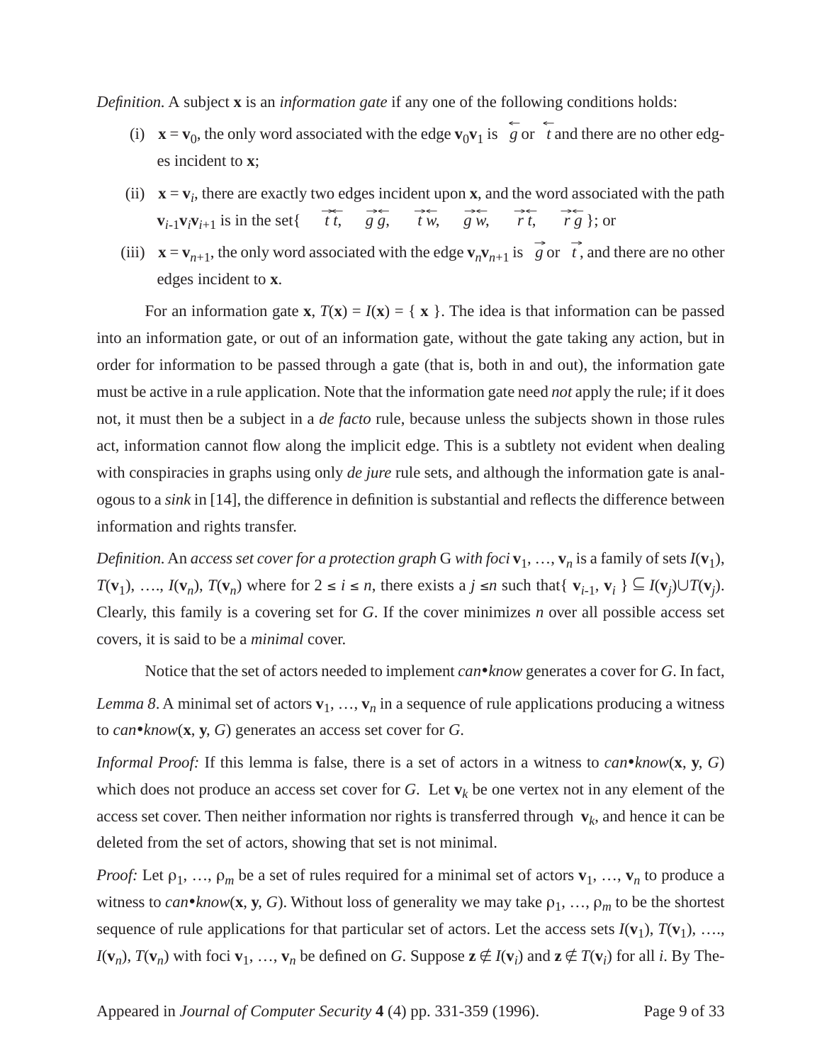*Definition.* A subject **x** is an *information gate* if any one of the following conditions holds:

(i) $\mathbf{x} = \mathbf{v}_0$, the only word associated with the edge $\mathbf{v}_0\mathbf{v}_1$ is $\overleftarrow{g}$ or $\overleftarrow{t}$ and there are no other edges incident to **x**;

(ii) $\mathbf{x} = \mathbf{v}_i$, there are exactly two edges incident upon **x**, and the word associated with the path $\mathbf{v}_{i\text{-}1}\mathbf{v}_i\mathbf{v}_{i+1}$ is in the set{ $\overrightarrow{t}\overleftarrow{t}$, $\overrightarrow{g}\overleftarrow{g}$, $\overrightarrow{t}\overleftarrow{w}$, $\overrightarrow{g}\overleftarrow{w}$, $\overrightarrow{r}\overleftarrow{t}$, $\overrightarrow{r}\overleftarrow{g}$ }; or

(iii) $\mathbf{x} = \mathbf{v}_{n+1}$, the only word associated with the edge $\mathbf{v}_n\mathbf{v}_{n+1}$ is $\overrightarrow{g}$ or $\overrightarrow{t}$, and there are no other edges incident to **x**.

For an information gate **x**, $T(\mathbf{x}) = I(\mathbf{x}) = \{ \mathbf{x} \}$. The idea is that information can be passed into an information gate, or out of an information gate, without the gate taking any action, but in order for information to be passed through a gate (that is, both in and out), the information gate must be active in a rule application. Note that the information gate need *not* apply the rule; if it does not, it must then be a subject in a *de facto* rule, because unless the subjects shown in those rules act, information cannot flow along the implicit edge. This is a subtlety not evident when dealing with conspiracies in graphs using only *de jure* rule sets, and although the information gate is analogous to a *sink* in [14], the difference in definition is substantial and reflects the difference between information and rights transfer.

*Definition.* An *access set cover for a protection graph* G *with foci* $\mathbf{v}_1, \ldots, \mathbf{v}_n$ is a family of sets $I(\mathbf{v}_1)$, $T(\mathbf{v}_1)$, …., $I(\mathbf{v}_n)$, $T(\mathbf{v}_n)$ where for $2 \leq i \leq n$, there exists a $j \leq n$ such that$\{ \mathbf{v}_{i\text{-}1}, \mathbf{v}_i \} \subseteq I(\mathbf{v}_j) \cup T(\mathbf{v}_j)$. Clearly, this family is a covering set for *G*. If the cover minimizes *n* over all possible access set covers, it is said to be a *minimal* cover.

Notice that the set of actors needed to implement *can•know* generates a cover for *G*. In fact,

*Lemma 8*. A minimal set of actors $\mathbf{v}_1, \ldots, \mathbf{v}_n$ in a sequence of rule applications producing a witness to *can•know*(**x**, **y**, *G*) generates an access set cover for *G*.

*Informal Proof:* If this lemma is false, there is a set of actors in a witness to *can•know*(**x**, **y**, *G*) which does not produce an access set cover for *G*. Let $\mathbf{v}_k$ be one vertex not in any element of the access set cover. Then neither information nor rights is transferred through $\mathbf{v}_k$, and hence it can be deleted from the set of actors, showing that set is not minimal.

*Proof:* Let $\rho_1, \ldots, \rho_m$ be a set of rules required for a minimal set of actors $\mathbf{v}_1, \ldots, \mathbf{v}_n$ to produce a witness to *can•know*(**x**, **y**, *G*). Without loss of generality we may take $\rho_1, \ldots, \rho_m$ to be the shortest sequence of rule applications for that particular set of actors. Let the access sets $I(\mathbf{v}_1)$, $T(\mathbf{v}_1)$, …., $I(\mathbf{v}_n)$, $T(\mathbf{v}_n)$ with foci $\mathbf{v}_1, \ldots, \mathbf{v}_n$ be defined on *G*. Suppose $\mathbf{z} \notin I(\mathbf{v}_i)$ and $\mathbf{z} \notin T(\mathbf{v}_i)$ for all *i*. By The-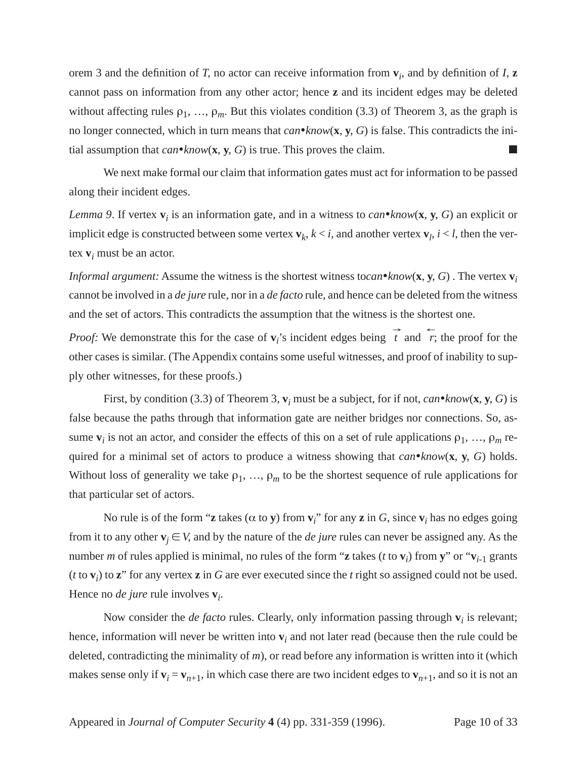orem 3 and the definition of *T*, no actor can receive information from $\mathbf{v}_i$, and by definition of *I*, **z** cannot pass on information from any other actor; hence **z** and its incident edges may be deleted without affecting rules $\rho_1, \ldots, \rho_m$. But this violates condition (3.3) of Theorem 3, as the graph is no longer connected, which in turn means that *can•know*(**x**, **y**, *G*) is false. This contradicts the initial assumption that *can•know*(**x**, **y**, *G*) is true. This proves the claim. ■

We next make formal our claim that information gates must act for information to be passed along their incident edges.

*Lemma 9*. If vertex $\mathbf{v}_i$ is an information gate, and in a witness to *can•know*(**x**, **y**, *G*) an explicit or implicit edge is constructed between some vertex $\mathbf{v}_k$, $k < i$, and another vertex $\mathbf{v}_l$, $i < l$, then the vertex $\mathbf{v}_i$ must be an actor.

*Informal argument:* Assume the witness is the shortest witness to*can•know*(**x**, **y**, *G*) . The vertex $\mathbf{v}_i$ cannot be involved in a *de jure* rule, nor in a *de facto* rule, and hence can be deleted from the witness and the set of actors. This contradicts the assumption that the witness is the shortest one.

*Proof:* We demonstrate this for the case of $\mathbf{v}_i$'s incident edges being $\vec{t}$ and $\overleftarrow{r}$; the proof for the other cases is similar. (The Appendix contains some useful witnesses, and proof of inability to supply other witnesses, for these proofs.)

First, by condition (3.3) of Theorem 3, $\mathbf{v}_i$ must be a subject, for if not, *can•know*(**x**, **y**, *G*) is false because the paths through that information gate are neither bridges nor connections. So, assume $\mathbf{v}_i$ is not an actor, and consider the effects of this on a set of rule applications $\rho_1, \ldots, \rho_m$ required for a minimal set of actors to produce a witness showing that *can•know*(**x**, **y**, *G*) holds. Without loss of generality we take $\rho_1, \ldots, \rho_m$ to be the shortest sequence of rule applications for that particular set of actors.

No rule is of the form "**z** takes ($\alpha$ to **y**) from $\mathbf{v}_i$" for any **z** in *G*, since $\mathbf{v}_i$ has no edges going from it to any other $\mathbf{v}_j \in V$, and by the nature of the *de jure* rules can never be assigned any. As the number *m* of rules applied is minimal, no rules of the form "**z** takes (*t* to $\mathbf{v}_i$) from **y**" or "$\mathbf{v}_{i-1}$ grants (*t* to $\mathbf{v}_i$) to **z**" for any vertex **z** in *G* are ever executed since the *t* right so assigned could not be used. Hence no *de jure* rule involves $\mathbf{v}_i$.

Now consider the *de facto* rules. Clearly, only information passing through $\mathbf{v}_i$ is relevant; hence, information will never be written into $\mathbf{v}_i$ and not later read (because then the rule could be deleted, contradicting the minimality of *m*), or read before any information is written into it (which makes sense only if $\mathbf{v}_i = \mathbf{v}_{n+1}$, in which case there are two incident edges to $\mathbf{v}_{n+1}$, and so it is not an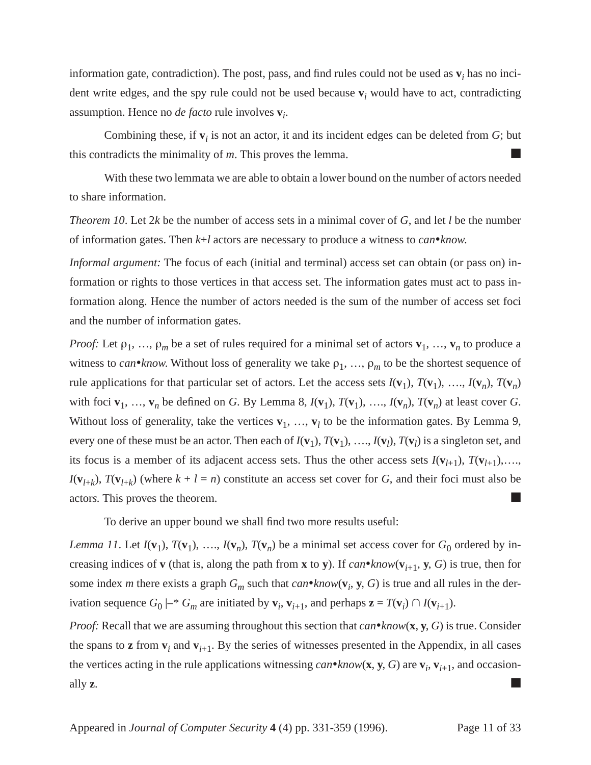information gate, contradiction). The post, pass, and find rules could not be used as $\mathbf{v}_i$ has no incident write edges, and the spy rule could not be used because $\mathbf{v}_i$ would have to act, contradicting assumption. Hence no *de facto* rule involves $\mathbf{v}_i$.

Combining these, if $\mathbf{v}_i$ is not an actor, it and its incident edges can be deleted from $G$; but this contradicts the minimality of $m$. This proves the lemma. ■

With these two lemmata we are able to obtain a lower bound on the number of actors needed to share information.

*Theorem 10*. Let $2k$ be the number of access sets in a minimal cover of $G$, and let $l$ be the number of information gates. Then $k+l$ actors are necessary to produce a witness to *can•know*.

*Informal argument:* The focus of each (initial and terminal) access set can obtain (or pass on) information or rights to those vertices in that access set. The information gates must act to pass information along. Hence the number of actors needed is the sum of the number of access set foci and the number of information gates.

*Proof:* Let $\rho_1, \ldots, \rho_m$ be a set of rules required for a minimal set of actors $\mathbf{v}_1, \ldots, \mathbf{v}_n$ to produce a witness to *can•know*. Without loss of generality we take $\rho_1, \ldots, \rho_m$ to be the shortest sequence of rule applications for that particular set of actors. Let the access sets $I(\mathbf{v}_1)$, $T(\mathbf{v}_1)$, …., $I(\mathbf{v}_n)$, $T(\mathbf{v}_n)$ with foci $\mathbf{v}_1, \ldots, \mathbf{v}_n$ be defined on $G$. By Lemma 8, $I(\mathbf{v}_1)$, $T(\mathbf{v}_1)$, …., $I(\mathbf{v}_n)$, $T(\mathbf{v}_n)$ at least cover $G$. Without loss of generality, take the vertices $\mathbf{v}_1, \ldots, \mathbf{v}_l$ to be the information gates. By Lemma 9, every one of these must be an actor. Then each of $I(\mathbf{v}_1)$, $T(\mathbf{v}_1)$, …., $I(\mathbf{v}_l)$, $T(\mathbf{v}_l)$ is a singleton set, and its focus is a member of its adjacent access sets. Thus the other access sets $I(\mathbf{v}_{l+1})$, $T(\mathbf{v}_{l+1})$,….,$I(\mathbf{v}_{l+k})$, $T(\mathbf{v}_{l+k})$ (where $k + l = n$) constitute an access set cover for $G$, and their foci must also be actors. This proves the theorem. ■

To derive an upper bound we shall find two more results useful:

*Lemma 11*. Let $I(\mathbf{v}_1)$, $T(\mathbf{v}_1)$, …., $I(\mathbf{v}_n)$, $T(\mathbf{v}_n)$ be a minimal set access cover for $G_0$ ordered by increasing indices of $\mathbf{v}$ (that is, along the path from $\mathbf{x}$ to $\mathbf{y}$). If *can•know*$(\mathbf{v}_{i+1}, \mathbf{y}, G)$ is true, then for some index $m$ there exists a graph $G_m$ such that *can•know*$(\mathbf{v}_i, \mathbf{y}, G)$ is true and all rules in the derivation sequence $G_0 \vdash^* G_m$ are initiated by $\mathbf{v}_i$, $\mathbf{v}_{i+1}$, and perhaps $\mathbf{z} = T(\mathbf{v}_i) \cap I(\mathbf{v}_{i+1})$.

*Proof:* Recall that we are assuming throughout this section that *can•know*$(\mathbf{x}, \mathbf{y}, G)$ is true. Consider the spans to $\mathbf{z}$ from $\mathbf{v}_i$ and $\mathbf{v}_{i+1}$. By the series of witnesses presented in the Appendix, in all cases the vertices acting in the rule applications witnessing *can•know*$(\mathbf{x}, \mathbf{y}, G)$ are $\mathbf{v}_i$, $\mathbf{v}_{i+1}$, and occasionally $\mathbf{z}$. ■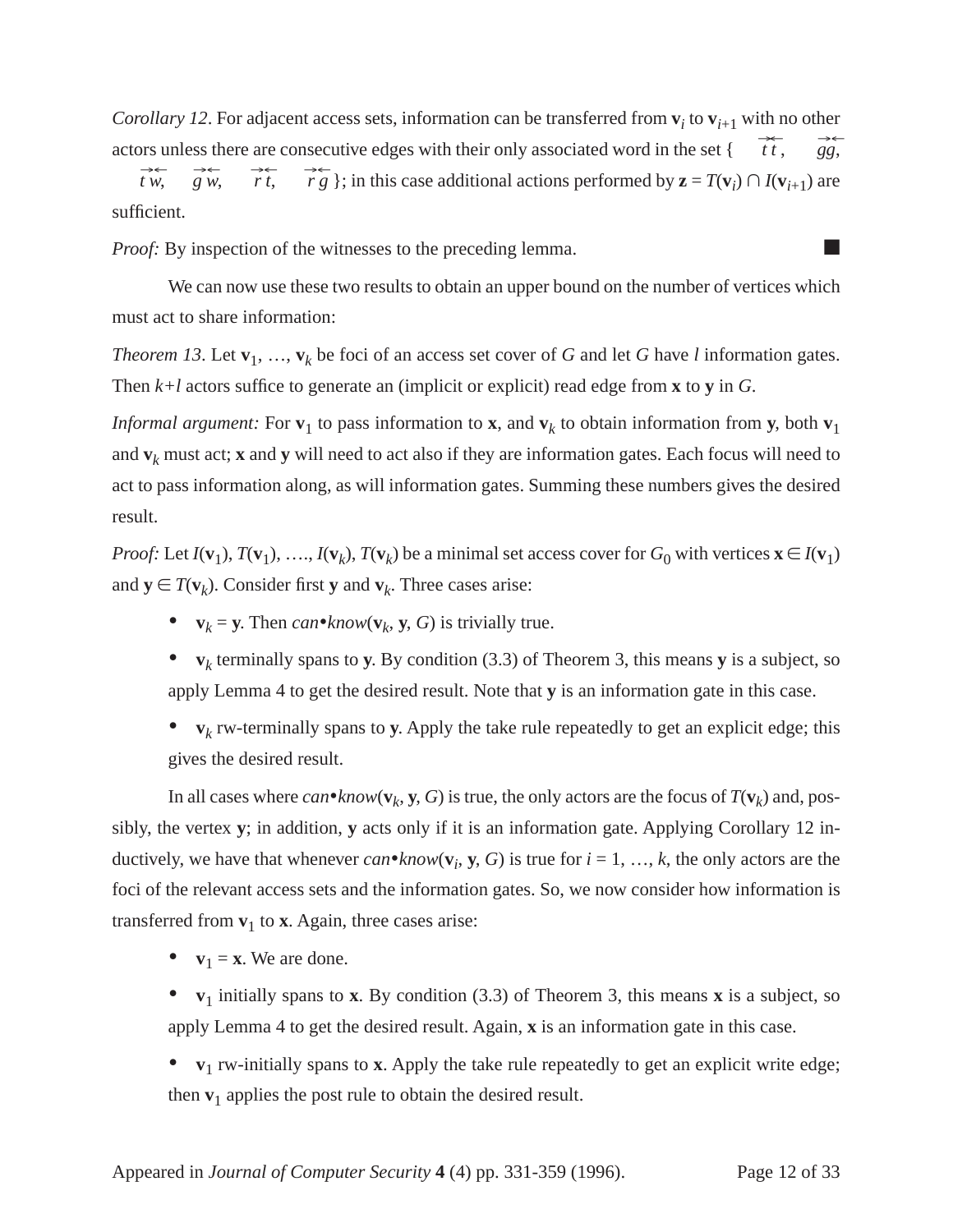*Corollary 12*. For adjacent access sets, information can be transferred from $\mathbf{v}_i$ to $\mathbf{v}_{i+1}$ with no other actors unless there are consecutive edges with their only associated word in the set { $\overrightarrow{t}\overleftarrow{t}$, $\overrightarrow{g}\overleftarrow{g}$, $\overrightarrow{t}\overleftarrow{w}$, $\overrightarrow{g}\overleftarrow{w}$, $\overrightarrow{r}\overleftarrow{t}$, $\overrightarrow{r}\overleftarrow{g}$ }; in this case additional actions performed by $\mathbf{z} = T(\mathbf{v}_i) \cap I(\mathbf{v}_{i+1})$ are sufficient.

*Proof:* By inspection of the witnesses to the preceding lemma. ■

We can now use these two results to obtain an upper bound on the number of vertices which must act to share information:

*Theorem 13*. Let $\mathbf{v}_1, \ldots, \mathbf{v}_k$ be foci of an access set cover of $G$ and let $G$ have $l$ information gates. Then $k+l$ actors suffice to generate an (implicit or explicit) read edge from $\mathbf{x}$ to $\mathbf{y}$ in $G$.

*Informal argument:* For $\mathbf{v}_1$ to pass information to $\mathbf{x}$, and $\mathbf{v}_k$ to obtain information from $\mathbf{y}$, both $\mathbf{v}_1$ and $\mathbf{v}_k$ must act; $\mathbf{x}$ and $\mathbf{y}$ will need to act also if they are information gates. Each focus will need to act to pass information along, as will information gates. Summing these numbers gives the desired result.

*Proof:* Let $I(\mathbf{v}_1)$, $T(\mathbf{v}_1)$, …., $I(\mathbf{v}_k)$, $T(\mathbf{v}_k)$ be a minimal set access cover for $G_0$ with vertices $\mathbf{x} \in I(\mathbf{v}_1)$ and $\mathbf{y} \in T(\mathbf{v}_k)$. Consider first $\mathbf{y}$ and $\mathbf{v}_k$. Three cases arise:

- $\mathbf{v}_k = \mathbf{y}$. Then *can•know*($\mathbf{v}_k$, $\mathbf{y}$, $G$) is trivially true.
- $\mathbf{v}_k$ terminally spans to $\mathbf{y}$. By condition (3.3) of Theorem 3, this means $\mathbf{y}$ is a subject, so apply Lemma 4 to get the desired result. Note that $\mathbf{y}$ is an information gate in this case.
- $\mathbf{v}_k$ rw-terminally spans to $\mathbf{y}$. Apply the take rule repeatedly to get an explicit edge; this gives the desired result.

In all cases where *can•know*($\mathbf{v}_k$, $\mathbf{y}$, $G$) is true, the only actors are the focus of $T(\mathbf{v}_k)$ and, possibly, the vertex $\mathbf{y}$; in addition, $\mathbf{y}$ acts only if it is an information gate. Applying Corollary 12 inductively, we have that whenever *can•know*($\mathbf{v}_i$, $\mathbf{y}$, $G$) is true for $i = 1, \ldots, k$, the only actors are the foci of the relevant access sets and the information gates. So, we now consider how information is transferred from $\mathbf{v}_1$ to $\mathbf{x}$. Again, three cases arise:

- $\mathbf{v}_1 = \mathbf{x}$. We are done.
- $\mathbf{v}_1$ initially spans to $\mathbf{x}$. By condition (3.3) of Theorem 3, this means $\mathbf{x}$ is a subject, so apply Lemma 4 to get the desired result. Again, $\mathbf{x}$ is an information gate in this case.
- $\mathbf{v}_1$ rw-initially spans to $\mathbf{x}$. Apply the take rule repeatedly to get an explicit write edge; then $\mathbf{v}_1$ applies the post rule to obtain the desired result.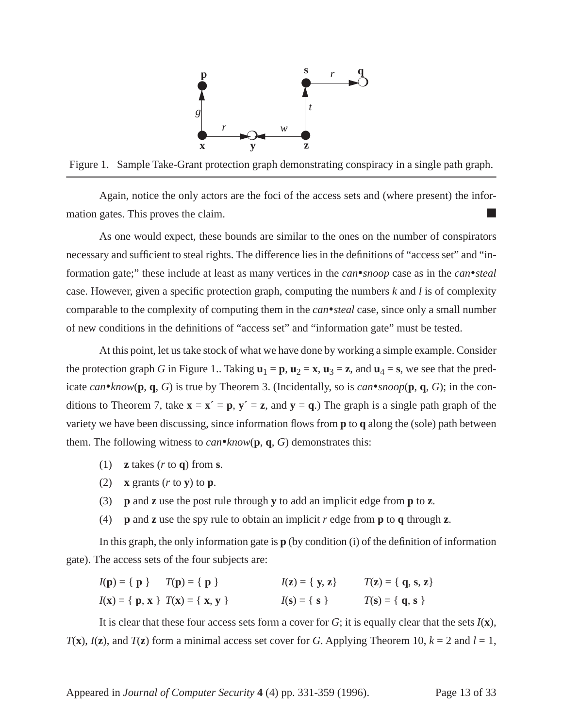Figure 1. Sample Take-Grant protection graph demonstrating conspiracy in a single path graph.

Again, notice the only actors are the foci of the access sets and (where present) the information gates. This proves the claim. ■

As one would expect, these bounds are similar to the ones on the number of conspirators necessary and sufficient to steal rights. The difference lies in the definitions of "access set" and "information gate;" these include at least as many vertices in the *can•snoop* case as in the *can•steal* case. However, given a specific protection graph, computing the numbers *k* and *l* is of complexity comparable to the complexity of computing them in the *can•steal* case, since only a small number of new conditions in the definitions of "access set" and "information gate" must be tested.

At this point, let us take stock of what we have done by working a simple example. Consider the protection graph *G* in Figure 1.. Taking $\mathbf{u}_1 = \mathbf{p}$, $\mathbf{u}_2 = \mathbf{x}$, $\mathbf{u}_3 = \mathbf{z}$, and $\mathbf{u}_4 = \mathbf{s}$, we see that the predicate *can•know*(**p**, **q**, *G*) is true by Theorem 3. (Incidentally, so is *can•snoop*(**p**, **q**, *G*); in the conditions to Theorem 7, take $\mathbf{x} = \mathbf{x}' = \mathbf{p}$, $\mathbf{y}' = \mathbf{z}$, and $\mathbf{y} = \mathbf{q}$.) The graph is a single path graph of the variety we have been discussing, since information flows from **p** to **q** along the (sole) path between them. The following witness to *can•know*(**p**, **q**, *G*) demonstrates this:

(1) **z** takes (*r* to **q**) from **s**.

(2) **x** grants (*r* to **y**) to **p**.

(3) **p** and **z** use the post rule through **y** to add an implicit edge from **p** to **z**.

(4) **p** and **z** use the spy rule to obtain an implicit *r* edge from **p** to **q** through **z**.

In this graph, the only information gate is **p** (by condition (i) of the definition of information gate). The access sets of the four subjects are:

*I*(**p**) = { **p** }   *T*(**p**) = { **p** }   *I*(**z**) = { **y**, **z**}   *T*(**z**) = { **q**, **s**, **z**}

*I*(**x**) = { **p**, **x** }   *T*(**x**) = { **x**, **y** }   *I*(**s**) = { **s** }   *T*(**s**) = { **q**, **s** }

It is clear that these four access sets form a cover for *G*; it is equally clear that the sets *I*(**x**), *T*(**x**), *I*(**z**), and *T*(**z**) form a minimal access set cover for *G*. Applying Theorem 10, *k* = 2 and *l* = 1,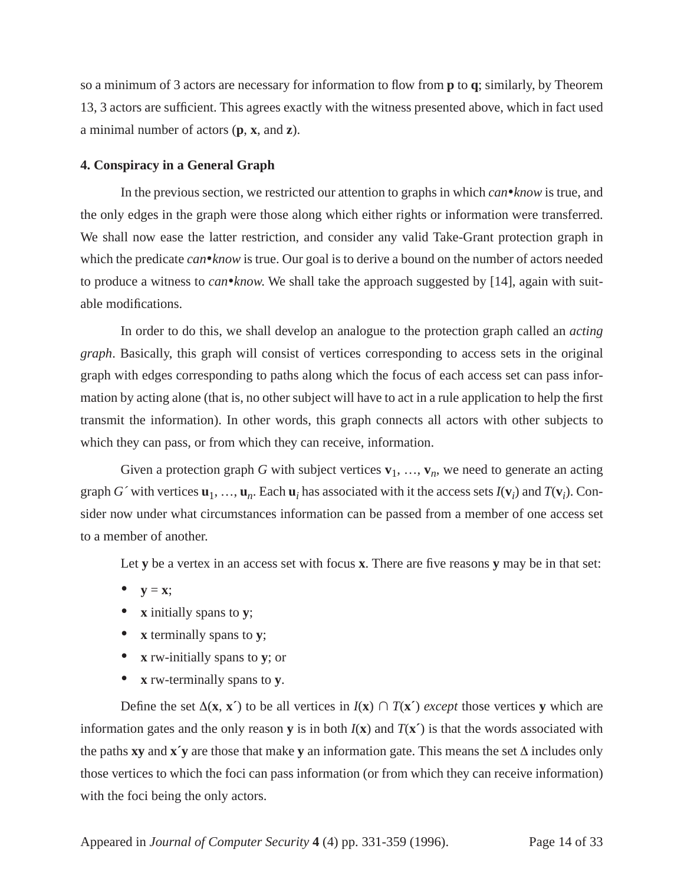so a minimum of 3 actors are necessary for information to flow from **p** to **q**; similarly, by Theorem 13, 3 actors are sufficient. This agrees exactly with the witness presented above, which in fact used a minimal number of actors (**p**, **x**, and **z**).

## 4. Conspiracy in a General Graph

In the previous section, we restricted our attention to graphs in which *can•know* is true, and the only edges in the graph were those along which either rights or information were transferred. We shall now ease the latter restriction, and consider any valid Take-Grant protection graph in which the predicate *can•know* is true. Our goal is to derive a bound on the number of actors needed to produce a witness to *can•know*. We shall take the approach suggested by [14], again with suitable modifications.

In order to do this, we shall develop an analogue to the protection graph called an *acting graph*. Basically, this graph will consist of vertices corresponding to access sets in the original graph with edges corresponding to paths along which the focus of each access set can pass information by acting alone (that is, no other subject will have to act in a rule application to help the first transmit the information). In other words, this graph connects all actors with other subjects to which they can pass, or from which they can receive, information.

Given a protection graph $G$ with subject vertices $\mathbf{v}_1, \ldots, \mathbf{v}_n$, we need to generate an acting graph $G'$ with vertices $\mathbf{u}_1, \ldots, \mathbf{u}_n$. Each $\mathbf{u}_i$ has associated with it the access sets $I(\mathbf{v}_i)$ and $T(\mathbf{v}_i)$. Consider now under what circumstances information can be passed from a member of one access set to a member of another.

Let **y** be a vertex in an access set with focus **x**. There are five reasons **y** may be in that set:

- $\mathbf{y} = \mathbf{x}$;
- **x** initially spans to **y**;
- **x** terminally spans to **y**;
- **x** rw-initially spans to **y**; or
- **x** rw-terminally spans to **y**.

Define the set $\Delta(\mathbf{x}, \mathbf{x}')$ to be all vertices in $I(\mathbf{x}) \cap T(\mathbf{x}')$ *except* those vertices **y** which are information gates and the only reason **y** is in both $I(\mathbf{x})$ and $T(\mathbf{x}')$ is that the words associated with the paths **xy** and **x′y** are those that make **y** an information gate. This means the set $\Delta$ includes only those vertices to which the foci can pass information (or from which they can receive information) with the foci being the only actors.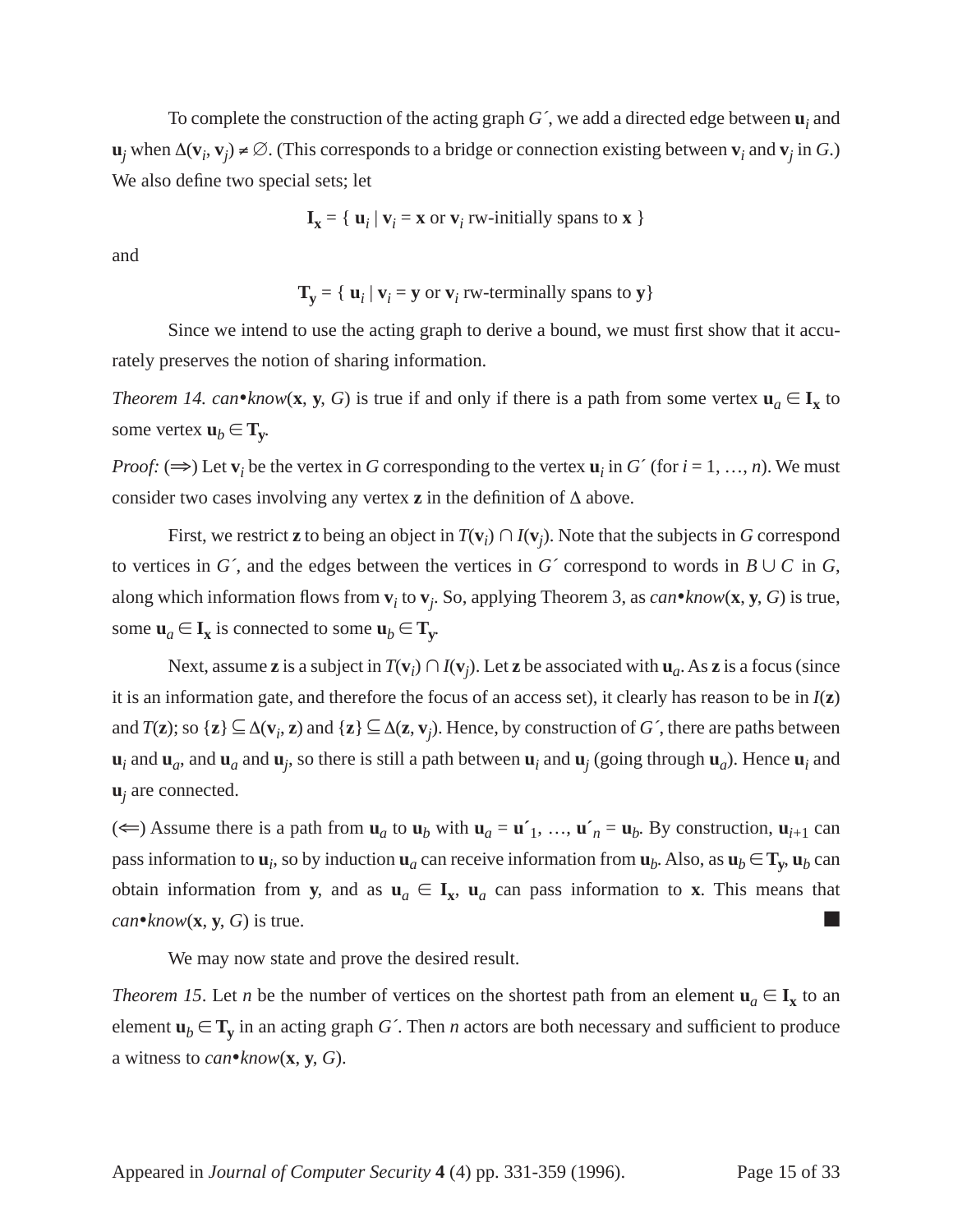To complete the construction of the acting graph $G'$, we add a directed edge between $\mathbf{u}_i$ and $\mathbf{u}_j$ when $\Delta(\mathbf{v}_i, \mathbf{v}_j) \neq \varnothing$. (This corresponds to a bridge or connection existing between $\mathbf{v}_i$ and $\mathbf{v}_j$ in $G$.) We also define two special sets; let

$$\mathbf{I}_\mathbf{x} = \{ \mathbf{u}_i \mid \mathbf{v}_i = \mathbf{x} \text{ or } \mathbf{v}_i \text{ rw-initially spans to } \mathbf{x} \}$$

and

$$\mathbf{T}_\mathbf{y} = \{ \mathbf{u}_i \mid \mathbf{v}_i = \mathbf{y} \text{ or } \mathbf{v}_i \text{ rw-terminally spans to } \mathbf{y} \}$$

Since we intend to use the acting graph to derive a bound, we must first show that it accurately preserves the notion of sharing information.

*Theorem 14. can•know*($\mathbf{x}$, $\mathbf{y}$, $G$) is true if and only if there is a path from some vertex $\mathbf{u}_a \in \mathbf{I}_\mathbf{x}$ to some vertex $\mathbf{u}_b \in \mathbf{T}_\mathbf{y}$.

*Proof:* ($\Rightarrow$) Let $\mathbf{v}_i$ be the vertex in $G$ corresponding to the vertex $\mathbf{u}_i$ in $G'$ (for $i = 1, \ldots, n$). We must consider two cases involving any vertex $\mathbf{z}$ in the definition of $\Delta$ above.

First, we restrict $\mathbf{z}$ to being an object in $T(\mathbf{v}_i) \cap I(\mathbf{v}_j)$. Note that the subjects in $G$ correspond to vertices in $G'$, and the edges between the vertices in $G'$ correspond to words in $B \cup C$ in $G$, along which information flows from $\mathbf{v}_i$ to $\mathbf{v}_j$. So, applying Theorem 3, as *can•know*($\mathbf{x}$, $\mathbf{y}$, $G$) is true, some $\mathbf{u}_a \in \mathbf{I}_\mathbf{x}$ is connected to some $\mathbf{u}_b \in \mathbf{T}_\mathbf{y}$.

Next, assume $\mathbf{z}$ is a subject in $T(\mathbf{v}_i) \cap I(\mathbf{v}_j)$. Let $\mathbf{z}$ be associated with $\mathbf{u}_a$. As $\mathbf{z}$ is a focus (since it is an information gate, and therefore the focus of an access set), it clearly has reason to be in $I(\mathbf{z})$ and $T(\mathbf{z})$; so $\{\mathbf{z}\} \subseteq \Delta(\mathbf{v}_i, \mathbf{z})$ and $\{\mathbf{z}\} \subseteq \Delta(\mathbf{z}, \mathbf{v}_j)$. Hence, by construction of $G'$, there are paths between $\mathbf{u}_i$ and $\mathbf{u}_a$, and $\mathbf{u}_a$ and $\mathbf{u}_j$, so there is still a path between $\mathbf{u}_i$ and $\mathbf{u}_j$ (going through $\mathbf{u}_a$). Hence $\mathbf{u}_i$ and $\mathbf{u}_j$ are connected.

($\Leftarrow$) Assume there is a path from $\mathbf{u}_a$ to $\mathbf{u}_b$ with $\mathbf{u}_a = \mathbf{u}'_1, \ldots, \mathbf{u}'_n = \mathbf{u}_b$. By construction, $\mathbf{u}_{i+1}$ can pass information to $\mathbf{u}_i$, so by induction $\mathbf{u}_a$ can receive information from $\mathbf{u}_b$. Also, as $\mathbf{u}_b \in \mathbf{T}_\mathbf{y}$, $\mathbf{u}_b$ can obtain information from $\mathbf{y}$, and as $\mathbf{u}_a \in \mathbf{I}_\mathbf{x}$, $\mathbf{u}_a$ can pass information to $\mathbf{x}$. This means that *can•know*($\mathbf{x}$, $\mathbf{y}$, $G$) is true. ■

We may now state and prove the desired result.

*Theorem 15*. Let $n$ be the number of vertices on the shortest path from an element $\mathbf{u}_a \in \mathbf{I}_\mathbf{x}$ to an element $\mathbf{u}_b \in \mathbf{T}_\mathbf{y}$ in an acting graph $G'$. Then $n$ actors are both necessary and sufficient to produce a witness to *can•know*($\mathbf{x}$, $\mathbf{y}$, $G$).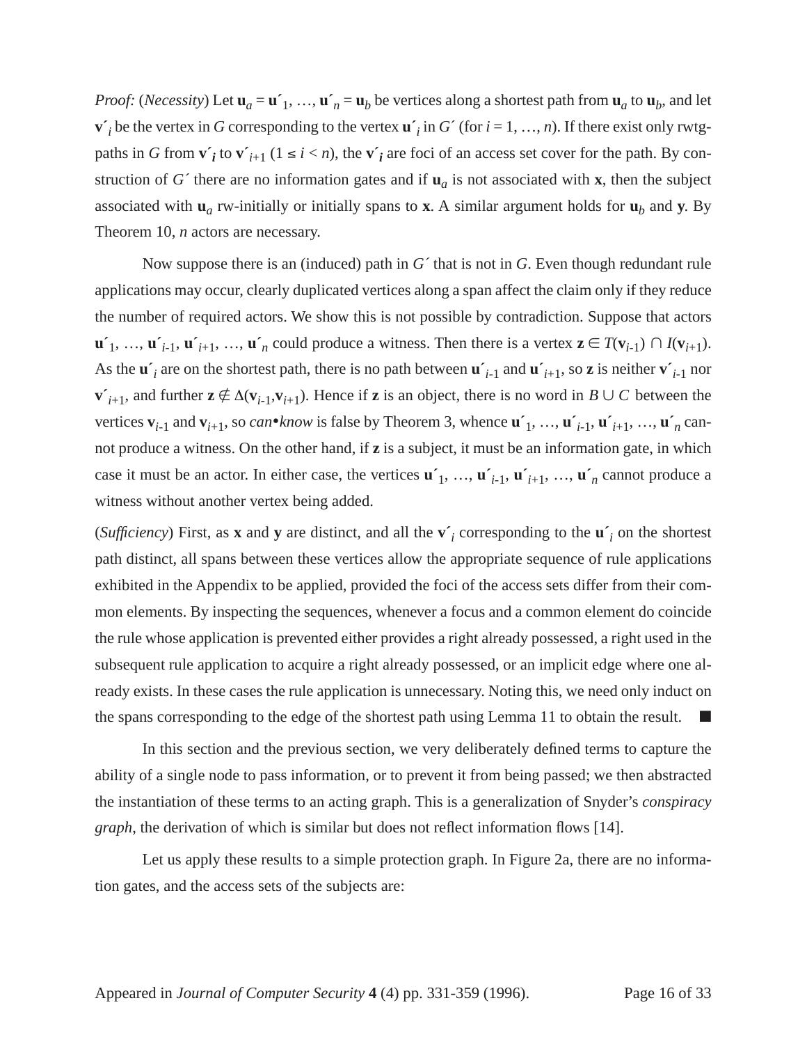*Proof:* (*Necessity*) Let $\mathbf{u}_a = \mathbf{u}'_1, \ldots, \mathbf{u}'_n = \mathbf{u}_b$ be vertices along a shortest path from $\mathbf{u}_a$ to $\mathbf{u}_b$, and let $\mathbf{v}'_i$ be the vertex in $G$ corresponding to the vertex $\mathbf{u}'_i$ in $G'$ (for $i = 1, \ldots, n$). If there exist only rwtg-paths in $G$ from $\mathbf{v}'_i$ to $\mathbf{v}'_{i+1}$ ($1 \leq i < n$), the $\mathbf{v}'_i$ are foci of an access set cover for the path. By construction of $G'$ there are no information gates and if $\mathbf{u}_a$ is not associated with $\mathbf{x}$, then the subject associated with $\mathbf{u}_a$ rw-initially or initially spans to $\mathbf{x}$. A similar argument holds for $\mathbf{u}_b$ and $\mathbf{y}$. By Theorem 10, $n$ actors are necessary.

Now suppose there is an (induced) path in $G'$ that is not in $G$. Even though redundant rule applications may occur, clearly duplicated vertices along a span affect the claim only if they reduce the number of required actors. We show this is not possible by contradiction. Suppose that actors $\mathbf{u}'_1, \ldots, \mathbf{u}'_{i-1}, \mathbf{u}'_{i+1}, \ldots, \mathbf{u}'_n$ could produce a witness. Then there is a vertex $\mathbf{z} \in T(\mathbf{v}_{i-1}) \cap I(\mathbf{v}_{i+1})$. As the $\mathbf{u}'_i$ are on the shortest path, there is no path between $\mathbf{u}'_{i-1}$ and $\mathbf{u}'_{i+1}$, so $\mathbf{z}$ is neither $\mathbf{v}'_{i-1}$ nor $\mathbf{v}'_{i+1}$, and further $\mathbf{z} \notin \Delta(\mathbf{v}_{i-1}, \mathbf{v}_{i+1})$. Hence if $\mathbf{z}$ is an object, there is no word in $B \cup C$ between the vertices $\mathbf{v}_{i-1}$ and $\mathbf{v}_{i+1}$, so *can•know* is false by Theorem 3, whence $\mathbf{u}'_1, \ldots, \mathbf{u}'_{i-1}, \mathbf{u}'_{i+1}, \ldots, \mathbf{u}'_n$ cannot produce a witness. On the other hand, if $\mathbf{z}$ is a subject, it must be an information gate, in which case it must be an actor. In either case, the vertices $\mathbf{u}'_1, \ldots, \mathbf{u}'_{i-1}, \mathbf{u}'_{i+1}, \ldots, \mathbf{u}'_n$ cannot produce a witness without another vertex being added.

(*Sufficiency*) First, as $\mathbf{x}$ and $\mathbf{y}$ are distinct, and all the $\mathbf{v}'_i$ corresponding to the $\mathbf{u}'_i$ on the shortest path distinct, all spans between these vertices allow the appropriate sequence of rule applications exhibited in the Appendix to be applied, provided the foci of the access sets differ from their common elements. By inspecting the sequences, whenever a focus and a common element do coincide the rule whose application is prevented either provides a right already possessed, a right used in the subsequent rule application to acquire a right already possessed, or an implicit edge where one already exists. In these cases the rule application is unnecessary. Noting this, we need only induct on the spans corresponding to the edge of the shortest path using Lemma 11 to obtain the result. ■

In this section and the previous section, we very deliberately defined terms to capture the ability of a single node to pass information, or to prevent it from being passed; we then abstracted the instantiation of these terms to an acting graph. This is a generalization of Snyder's *conspiracy graph*, the derivation of which is similar but does not reflect information flows [14].

Let us apply these results to a simple protection graph. In Figure 2a, there are no information gates, and the access sets of the subjects are: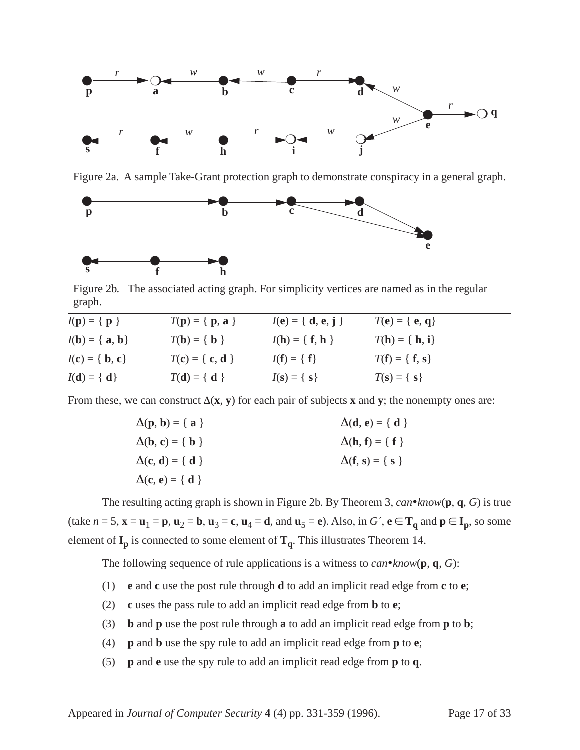Figure 2a. A sample Take-Grant protection graph to demonstrate conspiracy in a general graph.

Figure 2b. The associated acting graph. For simplicity vertices are named as in the regular graph.

| | | | |
|---|---|---|---|
| $I(\mathbf{p}) = \{ \mathbf{p} \}$ | $T(\mathbf{p}) = \{ \mathbf{p}, \mathbf{a} \}$ | $I(\mathbf{e}) = \{ \mathbf{d}, \mathbf{e}, \mathbf{j} \}$ | $T(\mathbf{e}) = \{ \mathbf{e}, \mathbf{q} \}$ |
| $I(\mathbf{b}) = \{ \mathbf{a}, \mathbf{b} \}$ | $T(\mathbf{b}) = \{ \mathbf{b} \}$ | $I(\mathbf{h}) = \{ \mathbf{f}, \mathbf{h} \}$ | $T(\mathbf{h}) = \{ \mathbf{h}, \mathbf{i} \}$ |
| $I(\mathbf{c}) = \{ \mathbf{b}, \mathbf{c} \}$ | $T(\mathbf{c}) = \{ \mathbf{c}, \mathbf{d} \}$ | $I(\mathbf{f}) = \{ \mathbf{f} \}$ | $T(\mathbf{f}) = \{ \mathbf{f}, \mathbf{s} \}$ |
| $I(\mathbf{d}) = \{ \mathbf{d} \}$ | $T(\mathbf{d}) = \{ \mathbf{d} \}$ | $I(\mathbf{s}) = \{ \mathbf{s} \}$ | $T(\mathbf{s}) = \{ \mathbf{s} \}$ |

From these, we can construct $\Delta(\mathbf{x}, \mathbf{y})$ for each pair of subjects **x** and **y**; the nonempty ones are:

$\Delta(\mathbf{p}, \mathbf{b}) = \{ \mathbf{a} \}$ $\quad$ $\Delta(\mathbf{d}, \mathbf{e}) = \{ \mathbf{d} \}$

$\Delta(\mathbf{b}, \mathbf{c}) = \{ \mathbf{b} \}$ $\quad$ $\Delta(\mathbf{h}, \mathbf{f}) = \{ \mathbf{f} \}$

$\Delta(\mathbf{c}, \mathbf{d}) = \{ \mathbf{d} \}$ $\quad$ $\Delta(\mathbf{f}, \mathbf{s}) = \{ \mathbf{s} \}$

$\Delta(\mathbf{c}, \mathbf{e}) = \{ \mathbf{d} \}$

The resulting acting graph is shown in Figure 2b. By Theorem 3, *can•know*(**p**, **q**, *G*) is true (take $n = 5$, $\mathbf{x} = \mathbf{u}_1 = \mathbf{p}$, $\mathbf{u}_2 = \mathbf{b}$, $\mathbf{u}_3 = \mathbf{c}$, $\mathbf{u}_4 = \mathbf{d}$, and $\mathbf{u}_5 = \mathbf{e}$). Also, in $G'$, $\mathbf{e} \in \mathbf{T_q}$ and $\mathbf{p} \in \mathbf{I_p}$, so some element of $\mathbf{I_p}$ is connected to some element of $\mathbf{T_q}$. This illustrates Theorem 14.

The following sequence of rule applications is a witness to *can•know*(**p**, **q**, *G*):

(1) **e** and **c** use the post rule through **d** to add an implicit read edge from **c** to **e**;

(2) **c** uses the pass rule to add an implicit read edge from **b** to **e**;

(3) **b** and **p** use the post rule through **a** to add an implicit read edge from **p** to **b**;

(4) **p** and **b** use the spy rule to add an implicit read edge from **p** to **e**;

(5) **p** and **e** use the spy rule to add an implicit read edge from **p** to **q**.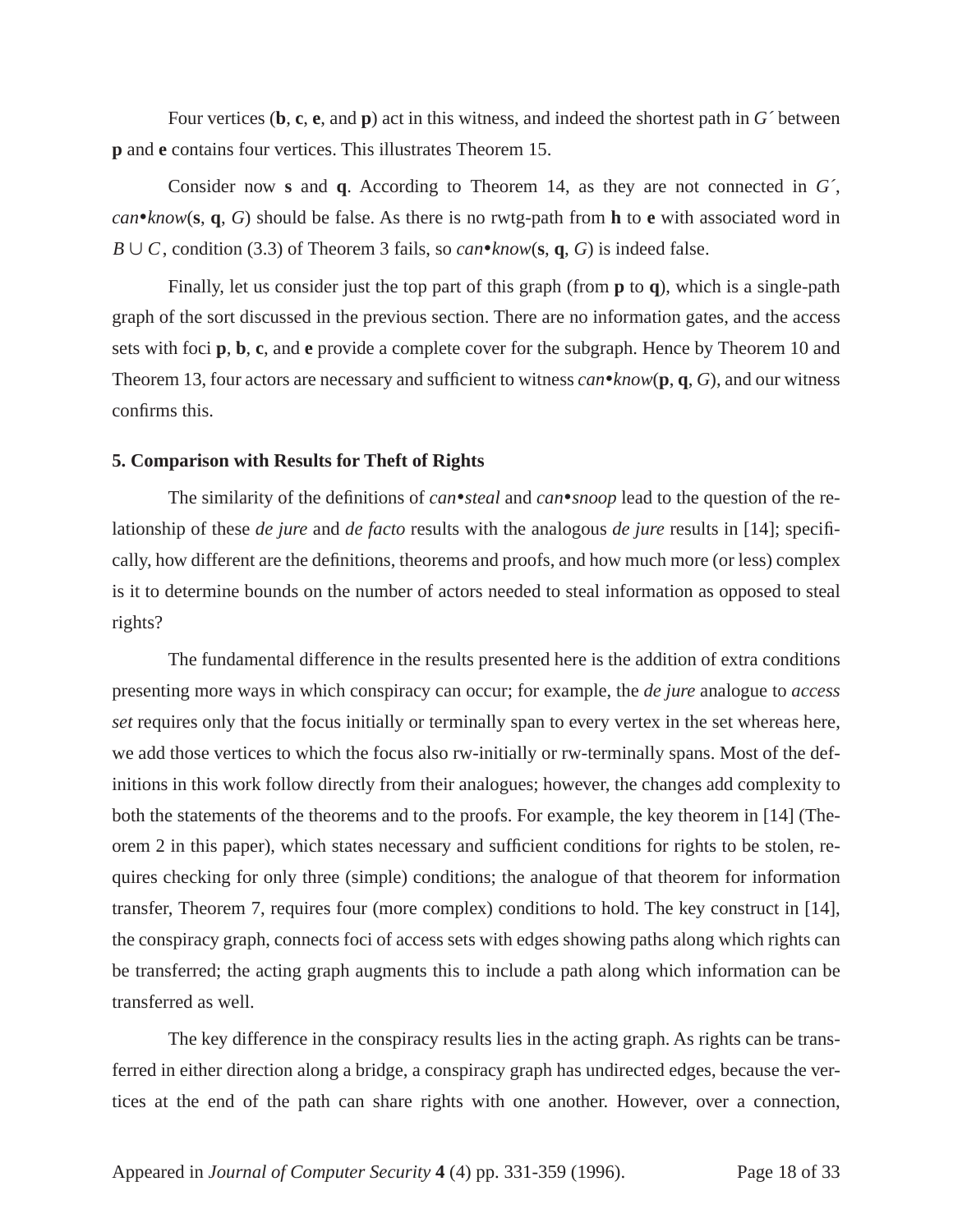Four vertices (**b**, **c**, **e**, and **p**) act in this witness, and indeed the shortest path in *G´* between **p** and **e** contains four vertices. This illustrates Theorem 15.

Consider now **s** and **q**. According to Theorem 14, as they are not connected in *G´*, *can•know*(**s**, **q**, *G*) should be false. As there is no rwtg-path from **h** to **e** with associated word in $B \cup C$, condition (3.3) of Theorem 3 fails, so *can•know*(**s**, **q**, *G*) is indeed false.

Finally, let us consider just the top part of this graph (from **p** to **q**), which is a single-path graph of the sort discussed in the previous section. There are no information gates, and the access sets with foci **p**, **b**, **c**, and **e** provide a complete cover for the subgraph. Hence by Theorem 10 and Theorem 13, four actors are necessary and sufficient to witness *can•know*(**p**, **q**, *G*), and our witness confirms this.

**5. Comparison with Results for Theft of Rights**

The similarity of the definitions of *can•steal* and *can•snoop* lead to the question of the relationship of these *de jure* and *de facto* results with the analogous *de jure* results in [14]; specifically, how different are the definitions, theorems and proofs, and how much more (or less) complex is it to determine bounds on the number of actors needed to steal information as opposed to steal rights?

The fundamental difference in the results presented here is the addition of extra conditions presenting more ways in which conspiracy can occur; for example, the *de jure* analogue to *access set* requires only that the focus initially or terminally span to every vertex in the set whereas here, we add those vertices to which the focus also rw-initially or rw-terminally spans. Most of the definitions in this work follow directly from their analogues; however, the changes add complexity to both the statements of the theorems and to the proofs. For example, the key theorem in [14] (Theorem 2 in this paper), which states necessary and sufficient conditions for rights to be stolen, requires checking for only three (simple) conditions; the analogue of that theorem for information transfer, Theorem 7, requires four (more complex) conditions to hold. The key construct in [14], the conspiracy graph, connects foci of access sets with edges showing paths along which rights can be transferred; the acting graph augments this to include a path along which information can be transferred as well.

The key difference in the conspiracy results lies in the acting graph. As rights can be transferred in either direction along a bridge, a conspiracy graph has undirected edges, because the vertices at the end of the path can share rights with one another. However, over a connection,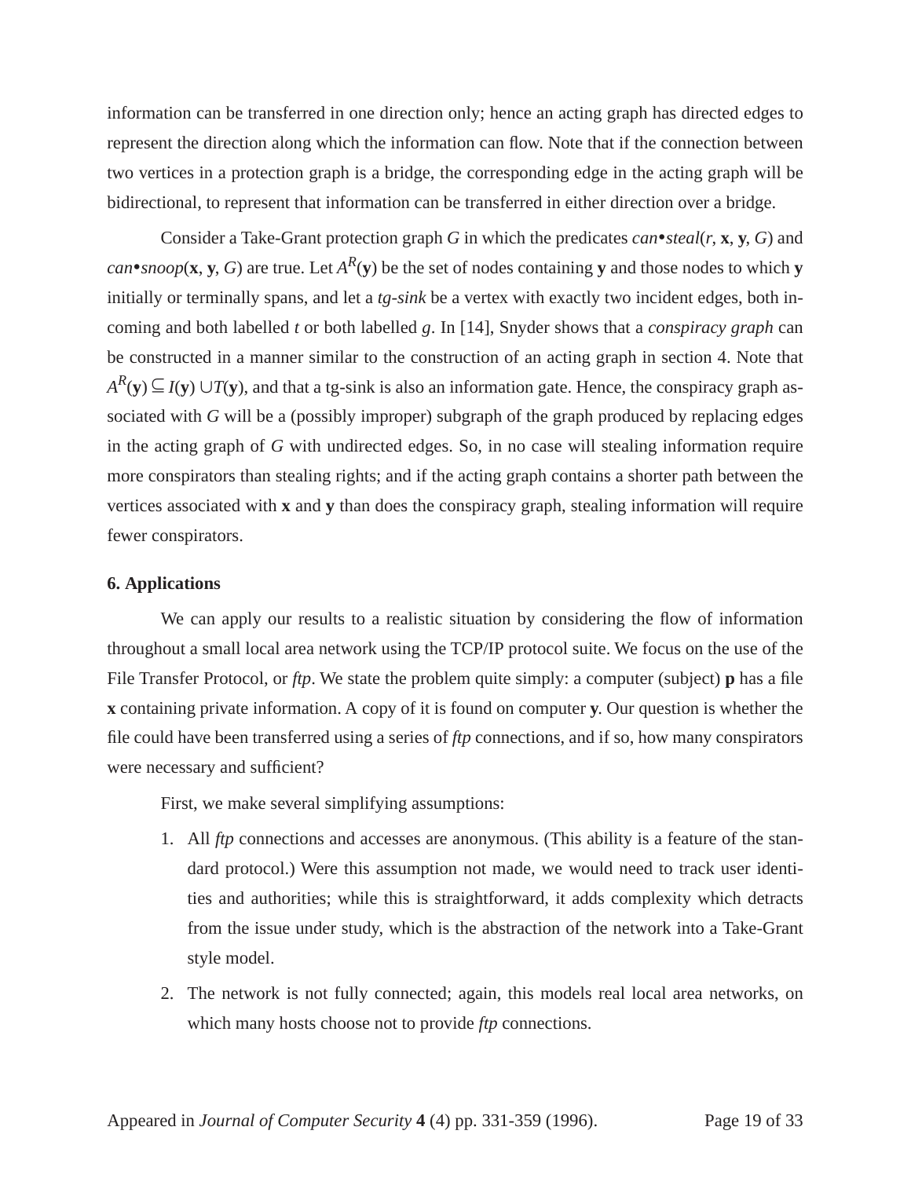information can be transferred in one direction only; hence an acting graph has directed edges to represent the direction along which the information can flow. Note that if the connection between two vertices in a protection graph is a bridge, the corresponding edge in the acting graph will be bidirectional, to represent that information can be transferred in either direction over a bridge.

Consider a Take-Grant protection graph $G$ in which the predicates *can•steal*($r$, **x**, **y**, $G$) and *can•snoop*(**x**, **y**, $G$) are true. Let $A^R(\mathbf{y})$ be the set of nodes containing **y** and those nodes to which **y** initially or terminally spans, and let a *tg-sink* be a vertex with exactly two incident edges, both incoming and both labelled $t$ or both labelled $g$. In [14], Snyder shows that a *conspiracy graph* can be constructed in a manner similar to the construction of an acting graph in section 4. Note that $A^R(\mathbf{y}) \subseteq I(\mathbf{y}) \cup T(\mathbf{y})$, and that a tg-sink is also an information gate. Hence, the conspiracy graph associated with $G$ will be a (possibly improper) subgraph of the graph produced by replacing edges in the acting graph of $G$ with undirected edges. So, in no case will stealing information require more conspirators than stealing rights; and if the acting graph contains a shorter path between the vertices associated with **x** and **y** than does the conspiracy graph, stealing information will require fewer conspirators.

## 6. Applications

We can apply our results to a realistic situation by considering the flow of information throughout a small local area network using the TCP/IP protocol suite. We focus on the use of the File Transfer Protocol, or *ftp*. We state the problem quite simply: a computer (subject) **p** has a file **x** containing private information. A copy of it is found on computer **y**. Our question is whether the file could have been transferred using a series of *ftp* connections, and if so, how many conspirators were necessary and sufficient?

First, we make several simplifying assumptions:

1. All *ftp* connections and accesses are anonymous. (This ability is a feature of the standard protocol.) Were this assumption not made, we would need to track user identities and authorities; while this is straightforward, it adds complexity which detracts from the issue under study, which is the abstraction of the network into a Take-Grant style model.
2. The network is not fully connected; again, this models real local area networks, on which many hosts choose not to provide *ftp* connections.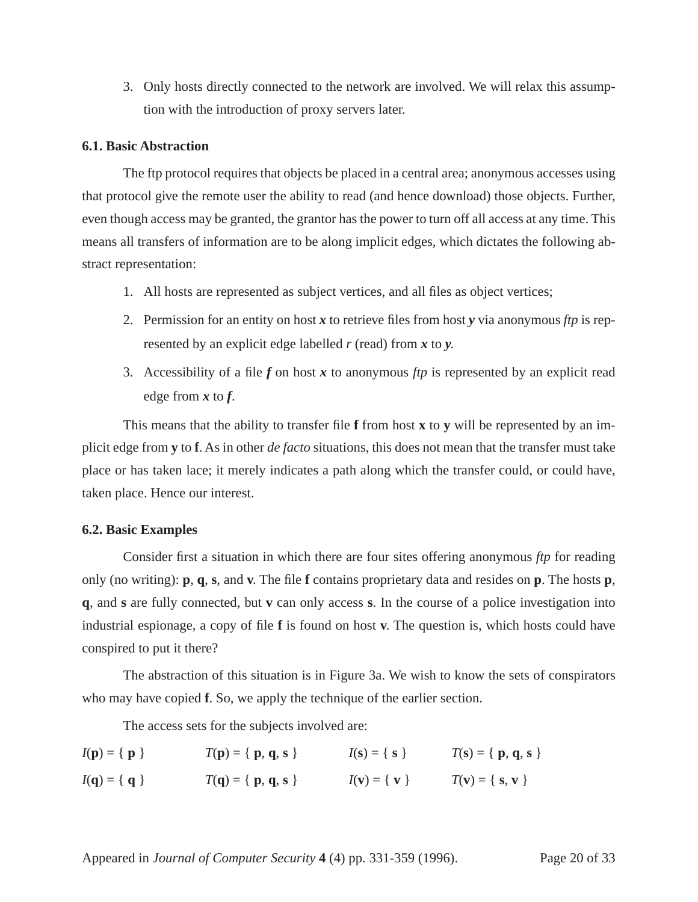3. Only hosts directly connected to the network are involved. We will relax this assumption with the introduction of proxy servers later.

### 6.1. Basic Abstraction

The ftp protocol requires that objects be placed in a central area; anonymous accesses using that protocol give the remote user the ability to read (and hence download) those objects. Further, even though access may be granted, the grantor has the power to turn off all access at any time. This means all transfers of information are to be along implicit edges, which dictates the following abstract representation:

1. All hosts are represented as subject vertices, and all files as object vertices;
2. Permission for an entity on host ***x*** to retrieve files from host ***y*** via anonymous *ftp* is represented by an explicit edge labelled *r* (read) from ***x*** to ***y***.
3. Accessibility of a file ***f*** on host ***x*** to anonymous *ftp* is represented by an explicit read edge from ***x*** to ***f***.

This means that the ability to transfer file **f** from host **x** to **y** will be represented by an implicit edge from **y** to **f**. As in other *de facto* situations, this does not mean that the transfer must take place or has taken lace; it merely indicates a path along which the transfer could, or could have, taken place. Hence our interest.

### 6.2. Basic Examples

Consider first a situation in which there are four sites offering anonymous *ftp* for reading only (no writing): **p**, **q**, **s**, and **v**. The file **f** contains proprietary data and resides on **p**. The hosts **p**, **q**, and **s** are fully connected, but **v** can only access **s**. In the course of a police investigation into industrial espionage, a copy of file **f** is found on host **v**. The question is, which hosts could have conspired to put it there?

The abstraction of this situation is in Figure 3a. We wish to know the sets of conspirators who may have copied **f**. So, we apply the technique of the earlier section.

The access sets for the subjects involved are:

| | | | |
|---|---|---|---|
| *I*(**p**) = { **p** } | *T*(**p**) = { **p**, **q**, **s** } | *I*(**s**) = { **s** } | *T*(**s**) = { **p**, **q**, **s** } |
| *I*(**q**) = { **q** } | *T*(**q**) = { **p**, **q**, **s** } | *I*(**v**) = { **v** } | *T*(**v**) = { **s**, **v** } |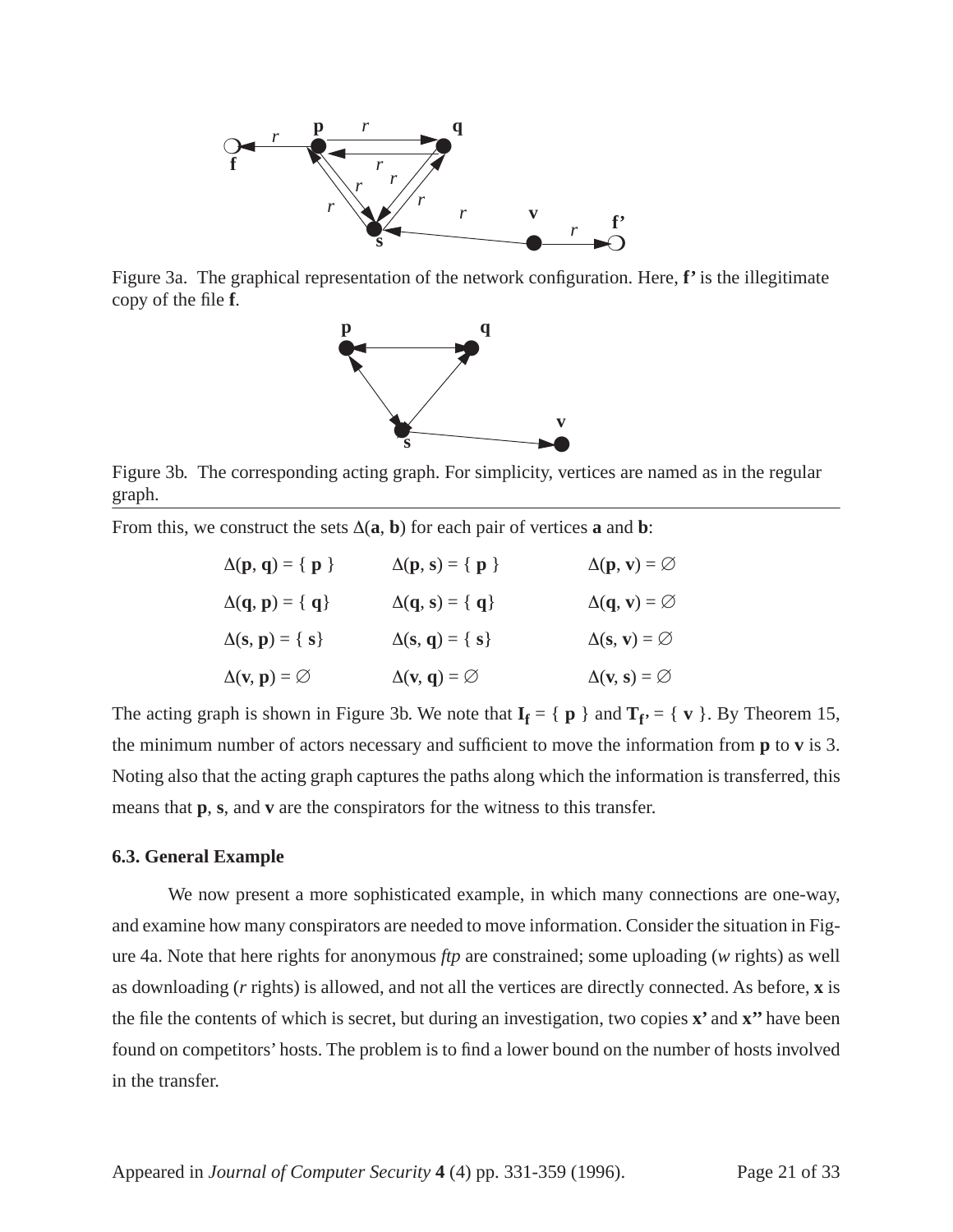Figure 3a. The graphical representation of the network configuration. Here, **f'** is the illegitimate copy of the file **f**.

Figure 3b. The corresponding acting graph. For simplicity, vertices are named as in the regular graph.

From this, we construct the sets $\Delta(\mathbf{a}, \mathbf{b})$ for each pair of vertices **a** and **b**:

$\Delta(\mathbf{p}, \mathbf{q}) = \{ \mathbf{p} \}$ $\quad\Delta(\mathbf{p}, \mathbf{s}) = \{ \mathbf{p} \}$ $\quad\Delta(\mathbf{p}, \mathbf{v}) = \varnothing$

$\Delta(\mathbf{q}, \mathbf{p}) = \{ \mathbf{q} \}$ $\quad\Delta(\mathbf{q}, \mathbf{s}) = \{ \mathbf{q} \}$ $\quad\Delta(\mathbf{q}, \mathbf{v}) = \varnothing$

$\Delta(\mathbf{s}, \mathbf{p}) = \{ \mathbf{s} \}$ $\quad\Delta(\mathbf{s}, \mathbf{q}) = \{ \mathbf{s} \}$ $\quad\Delta(\mathbf{s}, \mathbf{v}) = \varnothing$

$\Delta(\mathbf{v}, \mathbf{p}) = \varnothing$ $\quad\Delta(\mathbf{v}, \mathbf{q}) = \varnothing$ $\quad\Delta(\mathbf{v}, \mathbf{s}) = \varnothing$

The acting graph is shown in Figure 3b. We note that $\mathbf{I_f} = \{ \mathbf{p} \}$ and $\mathbf{T_{f'}} = \{ \mathbf{v} \}$. By Theorem 15, the minimum number of actors necessary and sufficient to move the information from **p** to **v** is 3. Noting also that the acting graph captures the paths along which the information is transferred, this means that **p**, **s**, and **v** are the conspirators for the witness to this transfer.

### 6.3. General Example

We now present a more sophisticated example, in which many connections are one-way, and examine how many conspirators are needed to move information. Consider the situation in Figure 4a. Note that here rights for anonymous *ftp* are constrained; some uploading (*w* rights) as well as downloading (*r* rights) is allowed, and not all the vertices are directly connected. As before, **x** is the file the contents of which is secret, but during an investigation, two copies **x'** and **x''** have been found on competitors' hosts. The problem is to find a lower bound on the number of hosts involved in the transfer.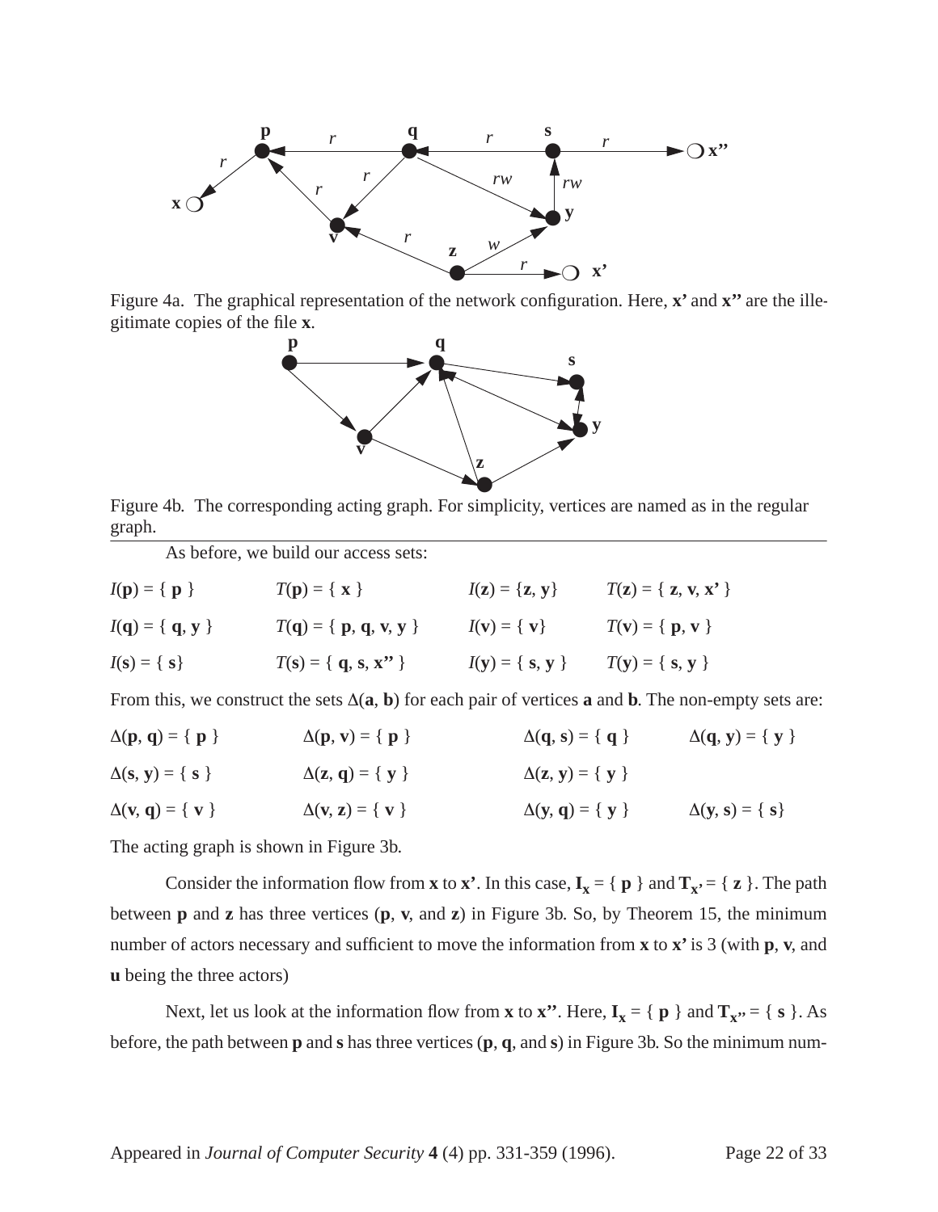Figure 4a. The graphical representation of the network configuration. Here, **x'** and **x''** are the illegitimate copies of the file **x**.

Figure 4b. The corresponding acting graph. For simplicity, vertices are named as in the regular graph.

As before, we build our access sets:

| | | | |
|---|---|---|---|
| *I*(**p**) = { **p** } | *T*(**p**) = { **x** } | *I*(**z**) = {**z**, **y**} | *T*(**z**) = { **z**, **v**, **x'** } |
| *I*(**q**) = { **q**, **y** } | *T*(**q**) = { **p**, **q**, **v**, **y** } | *I*(**v**) = { **v**} | *T*(**v**) = { **p**, **v** } |
| *I*(**s**) = { **s**} | *T*(**s**) = { **q**, **s**, **x''** } | *I*(**y**) = { **s**, **y** } | *T*(**y**) = { **s**, **y** } |

From this, we construct the sets Δ(**a**, **b**) for each pair of vertices **a** and **b**. The non-empty sets are:

| | | | |
|---|---|---|---|
| Δ(**p**, **q**) = { **p** } | Δ(**p**, **v**) = { **p** } | Δ(**q**, **s**) = { **q** } | Δ(**q**, **y**) = { **y** } |
| Δ(**s**, **y**) = { **s** } | Δ(**z**, **q**) = { **y** } | Δ(**z**, **y**) = { **y** } | |
| Δ(**v**, **q**) = { **v** } | Δ(**v**, **z**) = { **v** } | Δ(**y**, **q**) = { **y** } | Δ(**y**, **s**) = { **s**} |

The acting graph is shown in Figure 3b.

Consider the information flow from **x** to **x'**. In this case, $\mathbf{I_x}$ = { **p** } and $\mathbf{T_{x'}}$ = { **z** }. The path between **p** and **z** has three vertices (**p**, **v**, and **z**) in Figure 3b. So, by Theorem 15, the minimum number of actors necessary and sufficient to move the information from **x** to **x'** is 3 (with **p**, **v**, and **u** being the three actors)

Next, let us look at the information flow from **x** to **x''**. Here, $\mathbf{I_x}$ = { **p** } and $\mathbf{T_{x''}}$ = { **s** }. As before, the path between **p** and **s** has three vertices (**p**, **q**, and **s**) in Figure 3b. So the minimum num-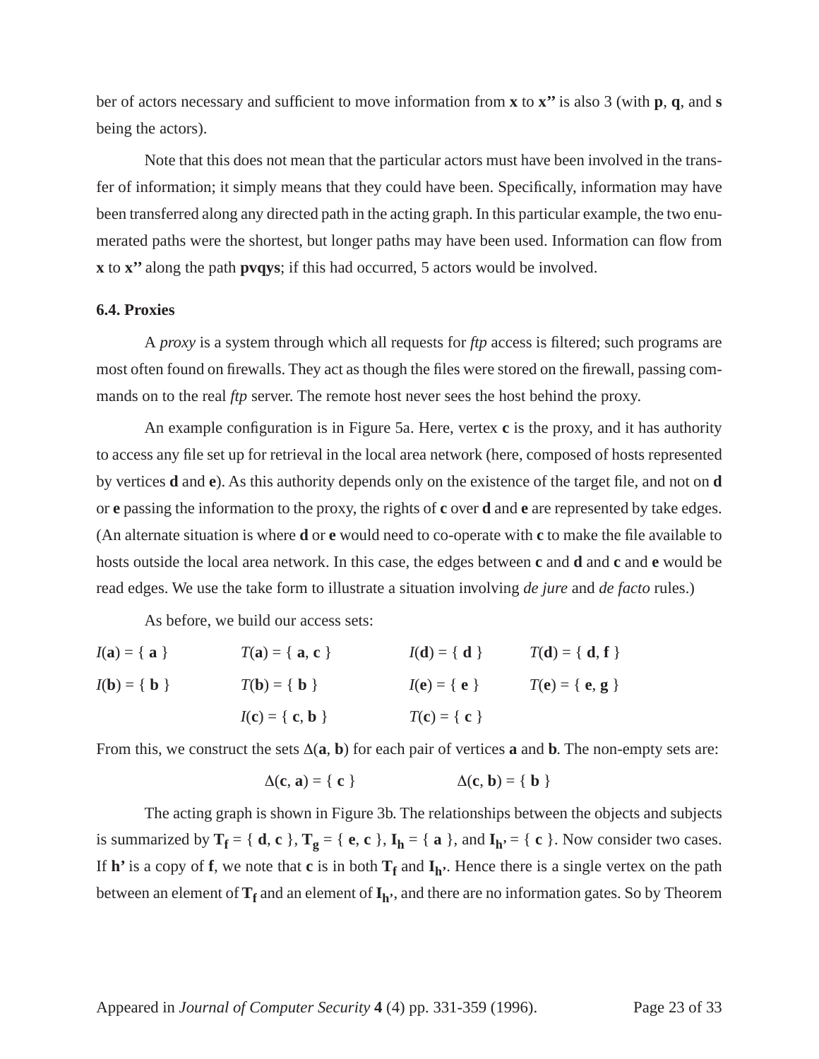ber of actors necessary and sufficient to move information from **x** to **x’’** is also 3 (with **p**, **q**, and **s** being the actors).

Note that this does not mean that the particular actors must have been involved in the transfer of information; it simply means that they could have been. Specifically, information may have been transferred along any directed path in the acting graph. In this particular example, the two enumerated paths were the shortest, but longer paths may have been used. Information can flow from **x** to **x’’** along the path **pvqys**; if this had occurred, 5 actors would be involved.

### 6.4. Proxies

A *proxy* is a system through which all requests for *ftp* access is filtered; such programs are most often found on firewalls. They act as though the files were stored on the firewall, passing commands on to the real *ftp* server. The remote host never sees the host behind the proxy.

An example configuration is in Figure 5a. Here, vertex **c** is the proxy, and it has authority to access any file set up for retrieval in the local area network (here, composed of hosts represented by vertices **d** and **e**). As this authority depends only on the existence of the target file, and not on **d** or **e** passing the information to the proxy, the rights of **c** over **d** and **e** are represented by take edges. (An alternate situation is where **d** or **e** would need to co-operate with **c** to make the file available to hosts outside the local area network. In this case, the edges between **c** and **d** and **c** and **e** would be read edges. We use the take form to illustrate a situation involving *de jure* and *de facto* rules.)

As before, we build our access sets:

| | | | |
|---|---|---|---|
| $I(\mathbf{a}) = \{ \mathbf{a} \}$ | $T(\mathbf{a}) = \{ \mathbf{a}, \mathbf{c} \}$ | $I(\mathbf{d}) = \{ \mathbf{d} \}$ | $T(\mathbf{d}) = \{ \mathbf{d}, \mathbf{f} \}$ |
| $I(\mathbf{b}) = \{ \mathbf{b} \}$ | $T(\mathbf{b}) = \{ \mathbf{b} \}$ | $I(\mathbf{e}) = \{ \mathbf{e} \}$ | $T(\mathbf{e}) = \{ \mathbf{e}, \mathbf{g} \}$ |
| | $I(\mathbf{c}) = \{ \mathbf{c}, \mathbf{b} \}$ | $T(\mathbf{c}) = \{ \mathbf{c} \}$ | |

From this, we construct the sets $\Delta(\mathbf{a}, \mathbf{b})$ for each pair of vertices **a** and **b**. The non-empty sets are:

$$\Delta(\mathbf{c}, \mathbf{a}) = \{ \mathbf{c} \} \qquad\qquad \Delta(\mathbf{c}, \mathbf{b}) = \{ \mathbf{b} \}$$

The acting graph is shown in Figure 3b. The relationships between the objects and subjects is summarized by $\mathbf{T_f} = \{ \mathbf{d}, \mathbf{c} \}$, $\mathbf{T_g} = \{ \mathbf{e}, \mathbf{c} \}$, $\mathbf{I_h} = \{ \mathbf{a} \}$, and $\mathbf{I_{h'}} = \{ \mathbf{c} \}$. Now consider two cases. If **h’** is a copy of **f**, we note that **c** is in both $\mathbf{T_f}$ and $\mathbf{I_{h'}}$. Hence there is a single vertex on the path between an element of $\mathbf{T_f}$ and an element of $\mathbf{I_{h'}}$, and there are no information gates. So by Theorem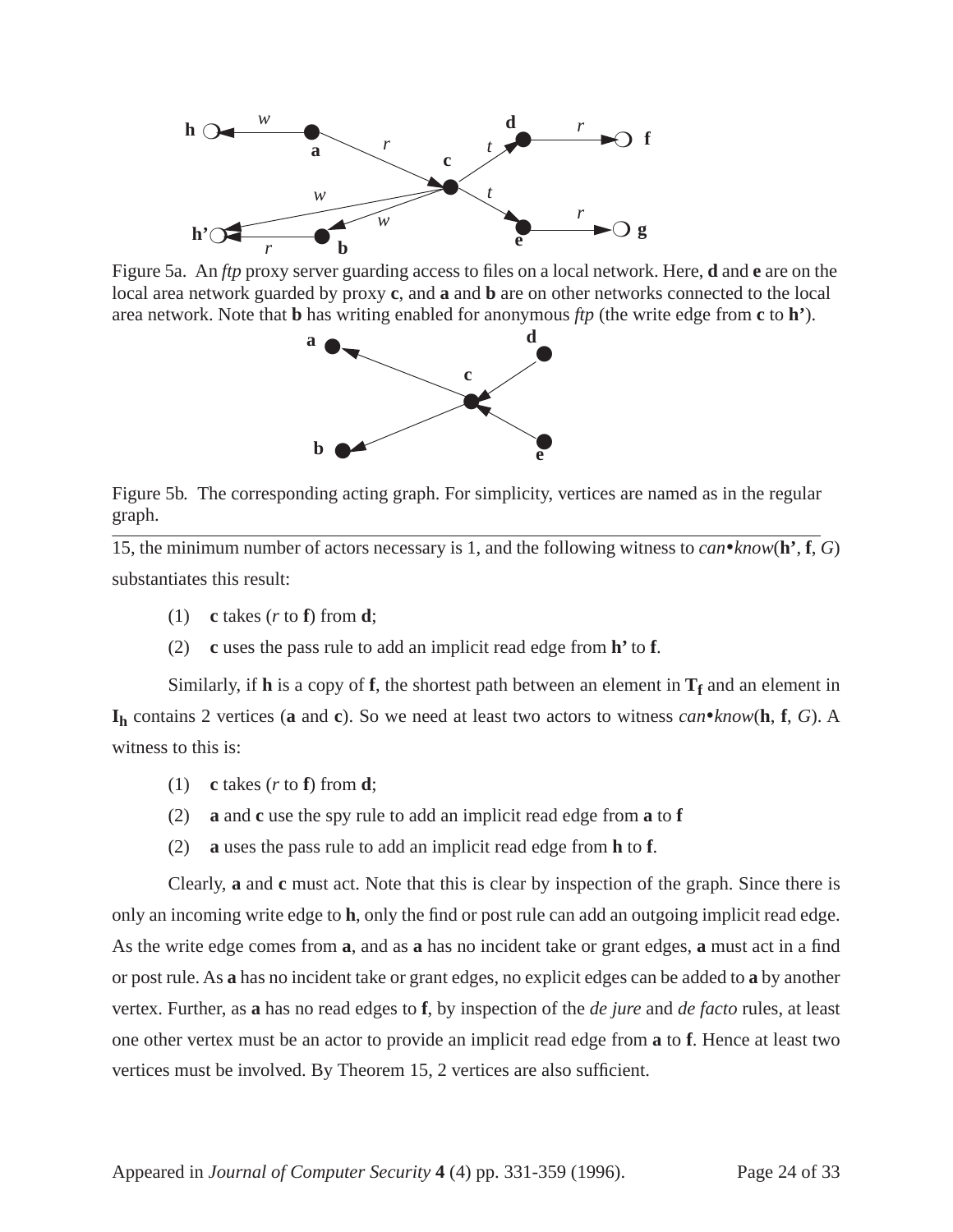Figure 5a. An *ftp* proxy server guarding access to files on a local network. Here, **d** and **e** are on the local area network guarded by proxy **c**, and **a** and **b** are on other networks connected to the local area network. Note that **b** has writing enabled for anonymous *ftp* (the write edge from **c** to **h'**).

Figure 5b. The corresponding acting graph. For simplicity, vertices are named as in the regular graph.

15, the minimum number of actors necessary is 1, and the following witness to *can•know*(**h'**, **f**, *G*) substantiates this result:

(1) **c** takes (*r* to **f**) from **d**;

(2) **c** uses the pass rule to add an implicit read edge from **h'** to **f**.

Similarly, if **h** is a copy of **f**, the shortest path between an element in $\mathbf{T_f}$ and an element in $\mathbf{I_h}$ contains 2 vertices (**a** and **c**). So we need at least two actors to witness *can•know*(**h**, **f**, *G*). A witness to this is:

(1) **c** takes (*r* to **f**) from **d**;

(2) **a** and **c** use the spy rule to add an implicit read edge from **a** to **f**

(2) **a** uses the pass rule to add an implicit read edge from **h** to **f**.

Clearly, **a** and **c** must act. Note that this is clear by inspection of the graph. Since there is only an incoming write edge to **h**, only the find or post rule can add an outgoing implicit read edge. As the write edge comes from **a**, and as **a** has no incident take or grant edges, **a** must act in a find or post rule. As **a** has no incident take or grant edges, no explicit edges can be added to **a** by another vertex. Further, as **a** has no read edges to **f**, by inspection of the *de jure* and *de facto* rules, at least one other vertex must be an actor to provide an implicit read edge from **a** to **f**. Hence at least two vertices must be involved. By Theorem 15, 2 vertices are also sufficient.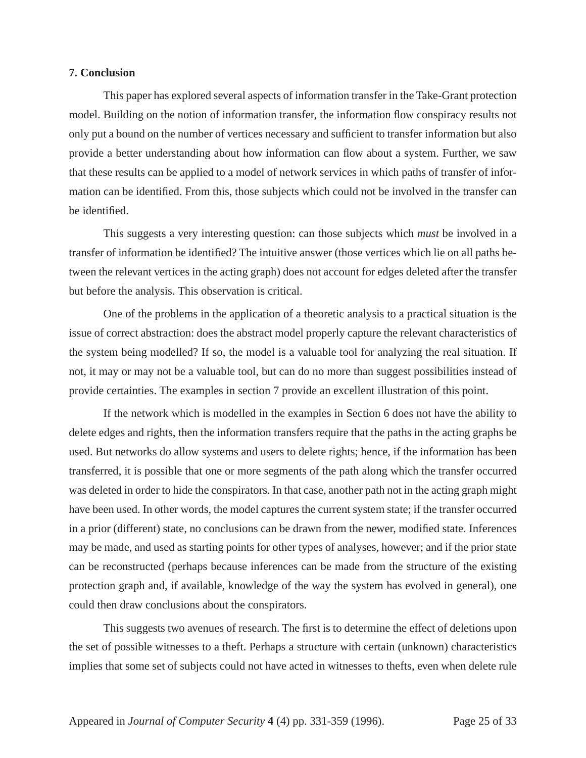## 7. Conclusion

This paper has explored several aspects of information transfer in the Take-Grant protection model. Building on the notion of information transfer, the information flow conspiracy results not only put a bound on the number of vertices necessary and sufficient to transfer information but also provide a better understanding about how information can flow about a system. Further, we saw that these results can be applied to a model of network services in which paths of transfer of information can be identified. From this, those subjects which could not be involved in the transfer can be identified.

This suggests a very interesting question: can those subjects which *must* be involved in a transfer of information be identified? The intuitive answer (those vertices which lie on all paths between the relevant vertices in the acting graph) does not account for edges deleted after the transfer but before the analysis. This observation is critical.

One of the problems in the application of a theoretic analysis to a practical situation is the issue of correct abstraction: does the abstract model properly capture the relevant characteristics of the system being modelled? If so, the model is a valuable tool for analyzing the real situation. If not, it may or may not be a valuable tool, but can do no more than suggest possibilities instead of provide certainties. The examples in section 7 provide an excellent illustration of this point.

If the network which is modelled in the examples in Section 6 does not have the ability to delete edges and rights, then the information transfers require that the paths in the acting graphs be used. But networks do allow systems and users to delete rights; hence, if the information has been transferred, it is possible that one or more segments of the path along which the transfer occurred was deleted in order to hide the conspirators. In that case, another path not in the acting graph might have been used. In other words, the model captures the current system state; if the transfer occurred in a prior (different) state, no conclusions can be drawn from the newer, modified state. Inferences may be made, and used as starting points for other types of analyses, however; and if the prior state can be reconstructed (perhaps because inferences can be made from the structure of the existing protection graph and, if available, knowledge of the way the system has evolved in general), one could then draw conclusions about the conspirators.

This suggests two avenues of research. The first is to determine the effect of deletions upon the set of possible witnesses to a theft. Perhaps a structure with certain (unknown) characteristics implies that some set of subjects could not have acted in witnesses to thefts, even when delete rule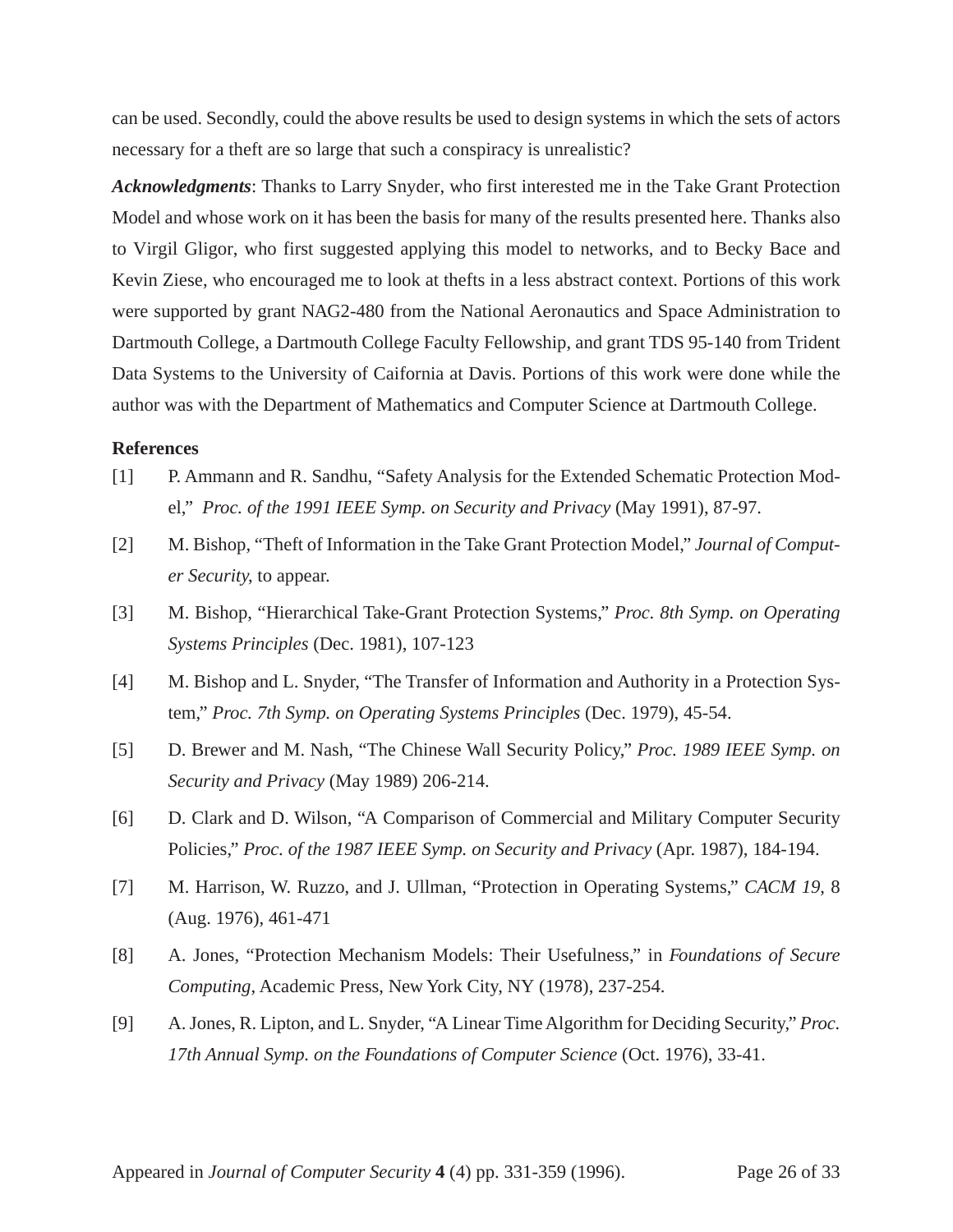can be used. Secondly, could the above results be used to design systems in which the sets of actors necessary for a theft are so large that such a conspiracy is unrealistic?

***Acknowledgments***: Thanks to Larry Snyder, who first interested me in the Take Grant Protection Model and whose work on it has been the basis for many of the results presented here. Thanks also to Virgil Gligor, who first suggested applying this model to networks, and to Becky Bace and Kevin Ziese, who encouraged me to look at thefts in a less abstract context. Portions of this work were supported by grant NAG2-480 from the National Aeronautics and Space Administration to Dartmouth College, a Dartmouth College Faculty Fellowship, and grant TDS 95-140 from Trident Data Systems to the University of Caifornia at Davis. Portions of this work were done while the author was with the Department of Mathematics and Computer Science at Dartmouth College.

**References**

[1] P. Ammann and R. Sandhu, "Safety Analysis for the Extended Schematic Protection Model," *Proc. of the 1991 IEEE Symp. on Security and Privacy* (May 1991), 87-97.

[2] M. Bishop, "Theft of Information in the Take Grant Protection Model," *Journal of Computer Security*, to appear.

[3] M. Bishop, "Hierarchical Take-Grant Protection Systems," *Proc. 8th Symp. on Operating Systems Principles* (Dec. 1981), 107-123

[4] M. Bishop and L. Snyder, "The Transfer of Information and Authority in a Protection System," *Proc. 7th Symp. on Operating Systems Principles* (Dec. 1979), 45-54.

[5] D. Brewer and M. Nash, "The Chinese Wall Security Policy," *Proc. 1989 IEEE Symp. on Security and Privacy* (May 1989) 206-214.

[6] D. Clark and D. Wilson, "A Comparison of Commercial and Military Computer Security Policies," *Proc. of the 1987 IEEE Symp. on Security and Privacy* (Apr. 1987), 184-194.

[7] M. Harrison, W. Ruzzo, and J. Ullman, "Protection in Operating Systems," *CACM 19*, 8 (Aug. 1976), 461-471

[8] A. Jones, "Protection Mechanism Models: Their Usefulness," in *Foundations of Secure Computing*, Academic Press, New York City, NY (1978), 237-254.

[9] A. Jones, R. Lipton, and L. Snyder, "A Linear Time Algorithm for Deciding Security," *Proc. 17th Annual Symp. on the Foundations of Computer Science* (Oct. 1976), 33-41.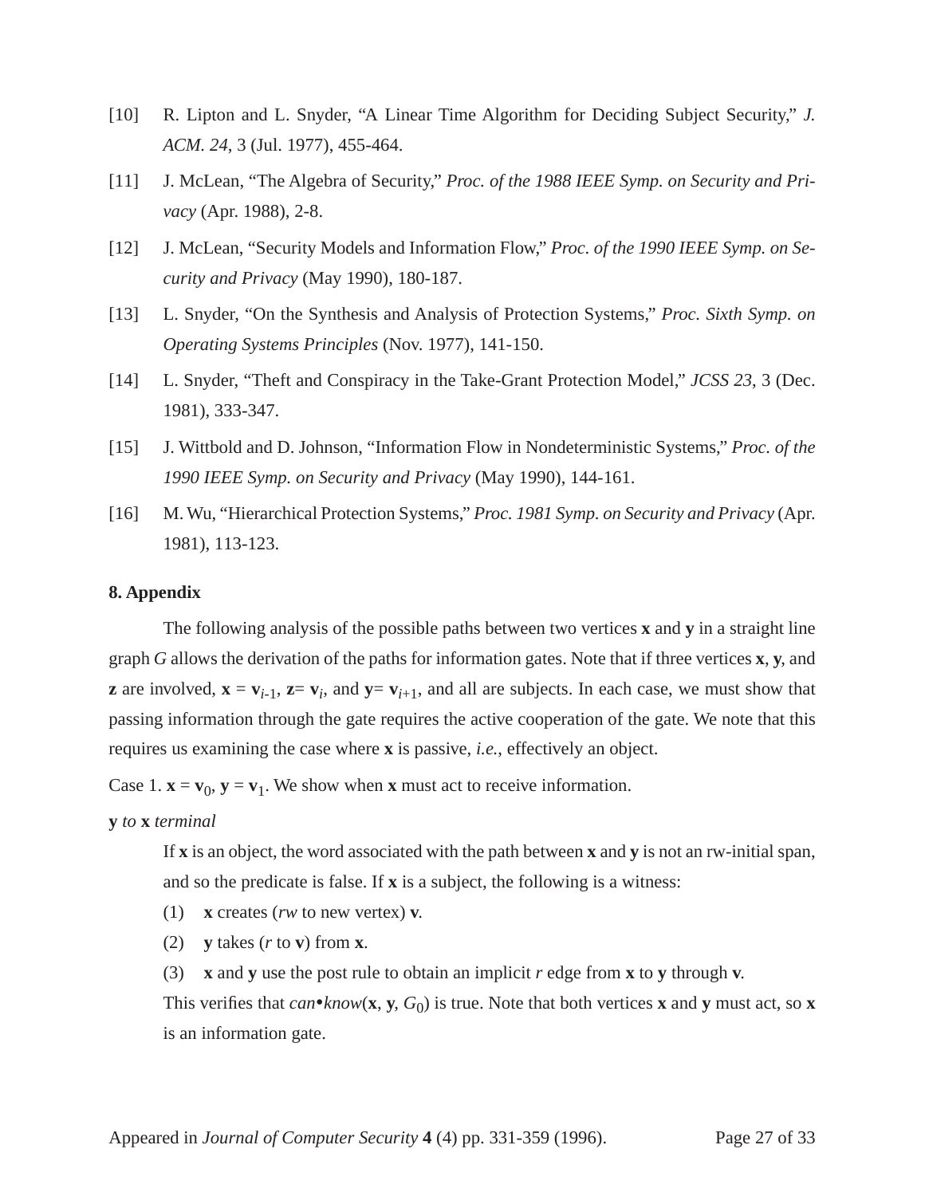[10] R. Lipton and L. Snyder, "A Linear Time Algorithm for Deciding Subject Security," *J. ACM. 24*, 3 (Jul. 1977), 455-464.

[11] J. McLean, "The Algebra of Security," *Proc. of the 1988 IEEE Symp. on Security and Privacy* (Apr. 1988), 2-8.

[12] J. McLean, "Security Models and Information Flow," *Proc. of the 1990 IEEE Symp. on Security and Privacy* (May 1990), 180-187.

[13] L. Snyder, "On the Synthesis and Analysis of Protection Systems," *Proc. Sixth Symp. on Operating Systems Principles* (Nov. 1977), 141-150.

[14] L. Snyder, "Theft and Conspiracy in the Take-Grant Protection Model," *JCSS 23*, 3 (Dec. 1981), 333-347.

[15] J. Wittbold and D. Johnson, "Information Flow in Nondeterministic Systems," *Proc. of the 1990 IEEE Symp. on Security and Privacy* (May 1990), 144-161.

[16] M. Wu, "Hierarchical Protection Systems," *Proc. 1981 Symp. on Security and Privacy* (Apr. 1981), 113-123.

## 8. Appendix

The following analysis of the possible paths between two vertices **x** and **y** in a straight line graph *G* allows the derivation of the paths for information gates. Note that if three vertices **x**, **y**, and **z** are involved, $\mathbf{x} = \mathbf{v}_{i-1}$, $\mathbf{z} = \mathbf{v}_i$, and $\mathbf{y} = \mathbf{v}_{i+1}$, and all are subjects. In each case, we must show that passing information through the gate requires the active cooperation of the gate. We note that this requires us examining the case where **x** is passive, *i.e.*, effectively an object.

Case 1. $\mathbf{x} = \mathbf{v}_0$, $\mathbf{y} = \mathbf{v}_1$. We show when **x** must act to receive information.

**y** *to* **x** *terminal*

If **x** is an object, the word associated with the path between **x** and **y** is not an rw-initial span, and so the predicate is false. If **x** is a subject, the following is a witness:

(1) **x** creates (*rw* to new vertex) **v**.

(2) **y** takes (*r* to **v**) from **x**.

(3) **x** and **y** use the post rule to obtain an implicit *r* edge from **x** to **y** through **v**.

This verifies that *can•know*(**x**, **y**, $G_0$) is true. Note that both vertices **x** and **y** must act, so **x** is an information gate.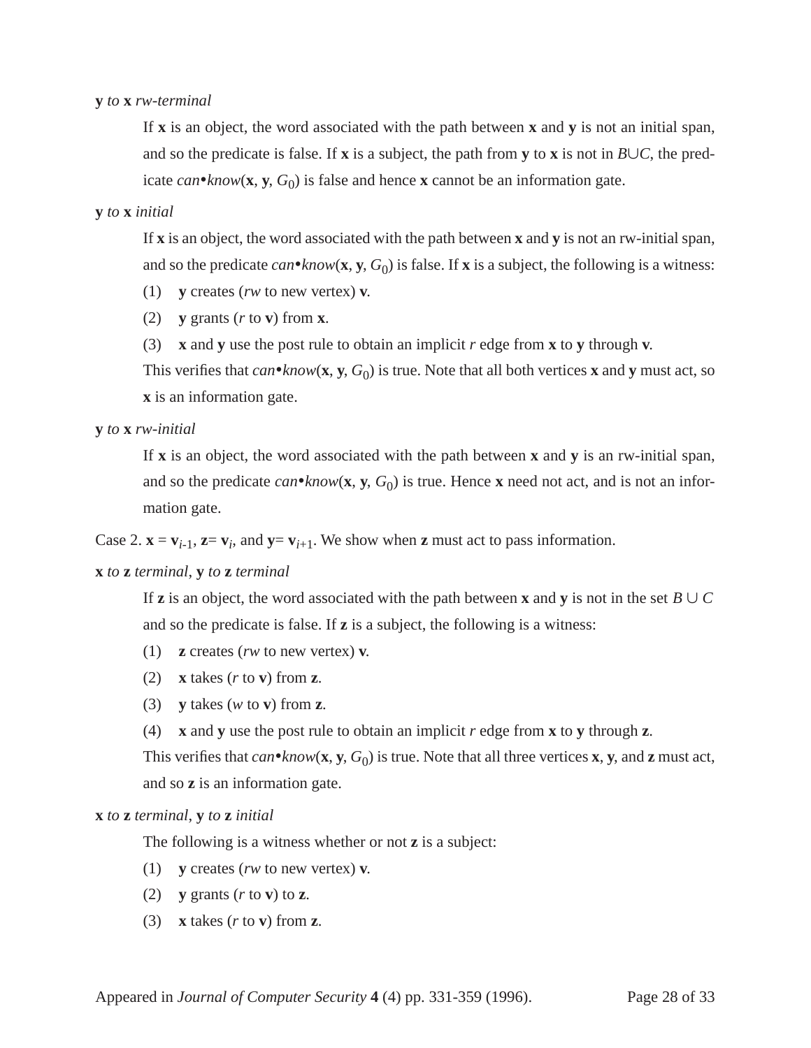**y** *to* **x** *rw-terminal*

If **x** is an object, the word associated with the path between **x** and **y** is not an initial span, and so the predicate is false. If **x** is a subject, the path from **y** to **x** is not in $B \cup C$, the predicate *can•know*(**x**, **y**, $G_0$) is false and hence **x** cannot be an information gate.

**y** *to* **x** *initial*

If **x** is an object, the word associated with the path between **x** and **y** is not an rw-initial span, and so the predicate *can•know*(**x**, **y**, $G_0$) is false. If **x** is a subject, the following is a witness:

(1) **y** creates (*rw* to new vertex) **v**.

(2) **y** grants (*r* to **v**) from **x**.

(3) **x** and **y** use the post rule to obtain an implicit *r* edge from **x** to **y** through **v**.

This verifies that *can•know*(**x**, **y**, $G_0$) is true. Note that all both vertices **x** and **y** must act, so **x** is an information gate.

**y** *to* **x** *rw-initial*

If **x** is an object, the word associated with the path between **x** and **y** is an rw-initial span, and so the predicate *can•know*(**x**, **y**, $G_0$) is true. Hence **x** need not act, and is not an information gate.

Case 2. $\mathbf{x} = \mathbf{v}_{i-1}$, $\mathbf{z} = \mathbf{v}_i$, and $\mathbf{y} = \mathbf{v}_{i+1}$. We show when **z** must act to pass information.

**x** *to* **z** *terminal*, **y** *to* **z** *terminal*

If **z** is an object, the word associated with the path between **x** and **y** is not in the set $B \cup C$ and so the predicate is false. If **z** is a subject, the following is a witness:

(1) **z** creates (*rw* to new vertex) **v**.

(2) **x** takes (*r* to **v**) from **z**.

(3) **y** takes (*w* to **v**) from **z**.

(4) **x** and **y** use the post rule to obtain an implicit *r* edge from **x** to **y** through **z**.

This verifies that *can•know*(**x**, **y**, $G_0$) is true. Note that all three vertices **x**, **y**, and **z** must act, and so **z** is an information gate.

**x** *to* **z** *terminal*, **y** *to* **z** *initial*

The following is a witness whether or not **z** is a subject:

(1) **y** creates (*rw* to new vertex) **v**.

(2) **y** grants (*r* to **v**) to **z**.

(3) **x** takes (*r* to **v**) from **z**.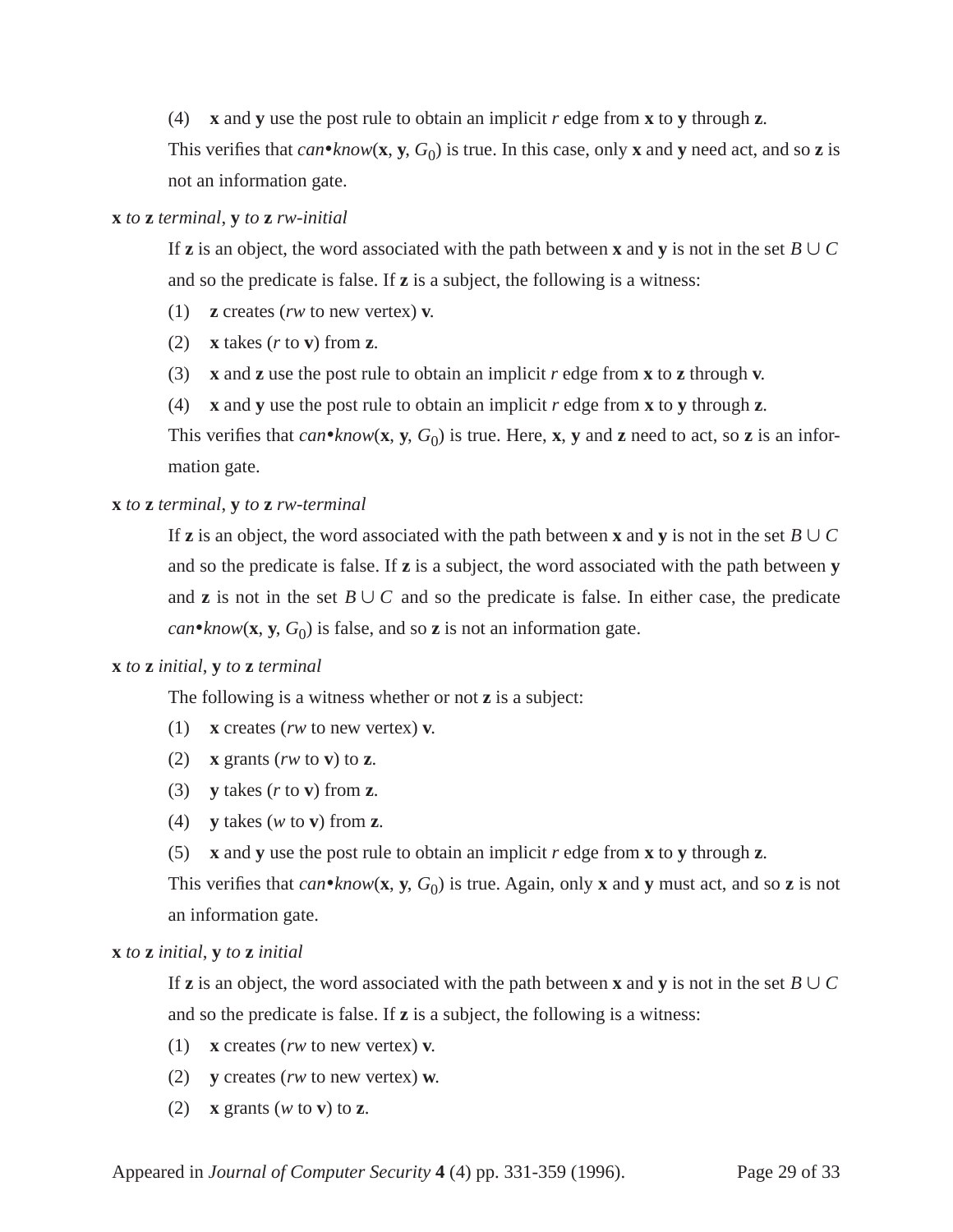(4) **x** and **y** use the post rule to obtain an implicit *r* edge from **x** to **y** through **z**.

This verifies that *can•know*(**x**, **y**, $G_0$) is true. In this case, only **x** and **y** need act, and so **z** is not an information gate.

**x** *to* **z** *terminal*, **y** *to* **z** *rw-initial*

If **z** is an object, the word associated with the path between **x** and **y** is not in the set $B \cup C$ and so the predicate is false. If **z** is a subject, the following is a witness:

(1) **z** creates (*rw* to new vertex) **v**.

(2) **x** takes (*r* to **v**) from **z**.

(3) **x** and **z** use the post rule to obtain an implicit *r* edge from **x** to **z** through **v**.

(4) **x** and **y** use the post rule to obtain an implicit *r* edge from **x** to **y** through **z**.

This verifies that *can•know*(**x**, **y**, $G_0$) is true. Here, **x**, **y** and **z** need to act, so **z** is an information gate.

**x** *to* **z** *terminal*, **y** *to* **z** *rw-terminal*

If **z** is an object, the word associated with the path between **x** and **y** is not in the set $B \cup C$ and so the predicate is false. If **z** is a subject, the word associated with the path between **y** and **z** is not in the set $B \cup C$ and so the predicate is false. In either case, the predicate *can•know*(**x**, **y**, $G_0$) is false, and so **z** is not an information gate.

**x** *to* **z** *initial*, **y** *to* **z** *terminal*

The following is a witness whether or not **z** is a subject:

(1) **x** creates (*rw* to new vertex) **v**.

(2) **x** grants (*rw* to **v**) to **z**.

(3) **y** takes (*r* to **v**) from **z**.

(4) **y** takes (*w* to **v**) from **z**.

(5) **x** and **y** use the post rule to obtain an implicit *r* edge from **x** to **y** through **z**.

This verifies that *can•know*(**x**, **y**, $G_0$) is true. Again, only **x** and **y** must act, and so **z** is not an information gate.

**x** *to* **z** *initial*, **y** *to* **z** *initial*

If **z** is an object, the word associated with the path between **x** and **y** is not in the set $B \cup C$ and so the predicate is false. If **z** is a subject, the following is a witness:

(1) **x** creates (*rw* to new vertex) **v**.

(2) **y** creates (*rw* to new vertex) **w**.

(2) **x** grants (*w* to **v**) to **z**.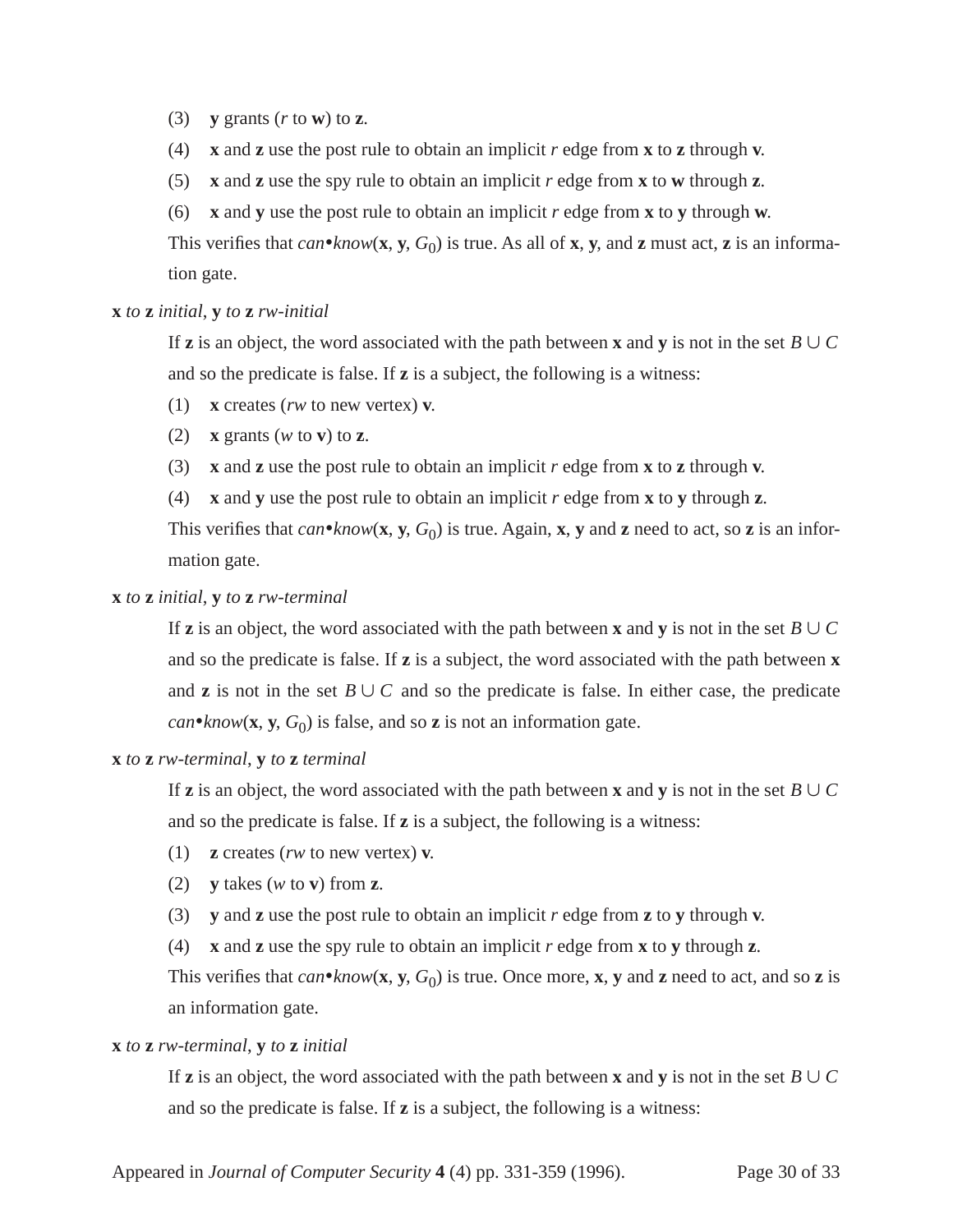(3) **y** grants (*r* to **w**) to **z**.

(4) **x** and **z** use the post rule to obtain an implicit *r* edge from **x** to **z** through **v**.

(5) **x** and **z** use the spy rule to obtain an implicit *r* edge from **x** to **w** through **z**.

(6) **x** and **y** use the post rule to obtain an implicit *r* edge from **x** to **y** through **w**.

This verifies that *can•know*(**x**, **y**, $G_0$) is true. As all of **x**, **y**, and **z** must act, **z** is an information gate.

**x** *to* **z** *initial*, **y** *to* **z** *rw-initial*

If **z** is an object, the word associated with the path between **x** and **y** is not in the set $B \cup C$ and so the predicate is false. If **z** is a subject, the following is a witness:

(1) **x** creates (*rw* to new vertex) **v**.

(2) **x** grants (*w* to **v**) to **z**.

(3) **x** and **z** use the post rule to obtain an implicit *r* edge from **x** to **z** through **v**.

(4) **x** and **y** use the post rule to obtain an implicit *r* edge from **x** to **y** through **z**.

This verifies that *can•know*(**x**, **y**, $G_0$) is true. Again, **x**, **y** and **z** need to act, so **z** is an information gate.

**x** *to* **z** *initial*, **y** *to* **z** *rw-terminal*

If **z** is an object, the word associated with the path between **x** and **y** is not in the set $B \cup C$ and so the predicate is false. If **z** is a subject, the word associated with the path between **x** and **z** is not in the set $B \cup C$ and so the predicate is false. In either case, the predicate *can•know*(**x**, **y**, $G_0$) is false, and so **z** is not an information gate.

**x** *to* **z** *rw-terminal*, **y** *to* **z** *terminal*

If **z** is an object, the word associated with the path between **x** and **y** is not in the set $B \cup C$ and so the predicate is false. If **z** is a subject, the following is a witness:

(1) **z** creates (*rw* to new vertex) **v**.

(2) **y** takes (*w* to **v**) from **z**.

(3) **y** and **z** use the post rule to obtain an implicit *r* edge from **z** to **y** through **v**.

(4) **x** and **z** use the spy rule to obtain an implicit *r* edge from **x** to **y** through **z**.

This verifies that *can•know*(**x**, **y**, $G_0$) is true. Once more, **x**, **y** and **z** need to act, and so **z** is an information gate.

**x** *to* **z** *rw-terminal*, **y** *to* **z** *initial*

If **z** is an object, the word associated with the path between **x** and **y** is not in the set $B \cup C$ and so the predicate is false. If **z** is a subject, the following is a witness: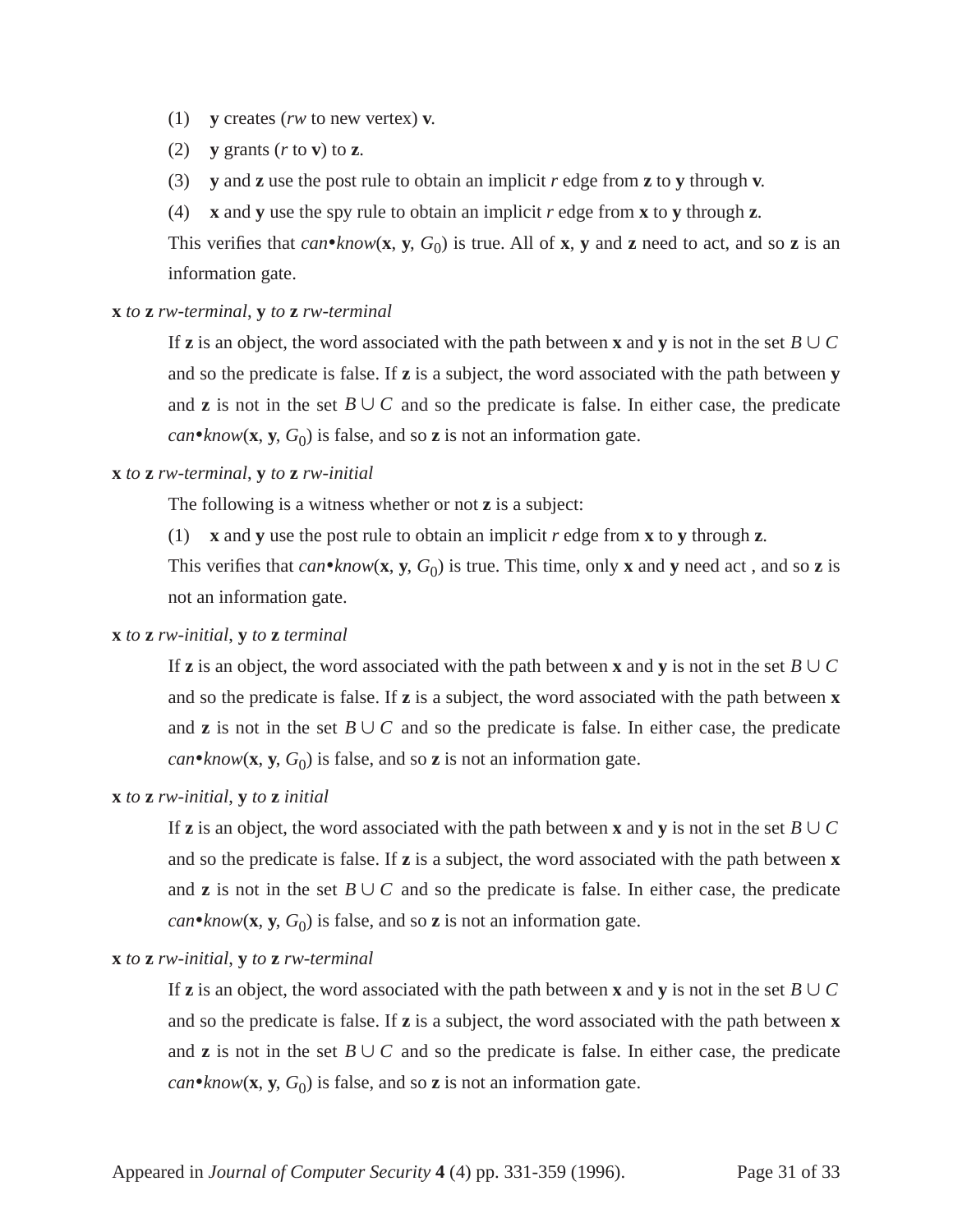(1) **y** creates (*rw* to new vertex) **v**.

(2) **y** grants (*r* to **v**) to **z**.

(3) **y** and **z** use the post rule to obtain an implicit *r* edge from **z** to **y** through **v**.

(4) **x** and **y** use the spy rule to obtain an implicit *r* edge from **x** to **y** through **z**.

This verifies that *can•know*(**x**, **y**, $G_0$) is true. All of **x**, **y** and **z** need to act, and so **z** is an information gate.

**x** *to* **z** *rw-terminal*, **y** *to* **z** *rw-terminal*

If **z** is an object, the word associated with the path between **x** and **y** is not in the set $B \cup C$ and so the predicate is false. If **z** is a subject, the word associated with the path between **y** and **z** is not in the set $B \cup C$ and so the predicate is false. In either case, the predicate *can•know*(**x**, **y**, $G_0$) is false, and so **z** is not an information gate.

**x** *to* **z** *rw-terminal*, **y** *to* **z** *rw-initial*

The following is a witness whether or not **z** is a subject:

(1) **x** and **y** use the post rule to obtain an implicit *r* edge from **x** to **y** through **z**.

This verifies that *can•know*(**x**, **y**, $G_0$) is true. This time, only **x** and **y** need act , and so **z** is not an information gate.

**x** *to* **z** *rw-initial*, **y** *to* **z** *terminal*

If **z** is an object, the word associated with the path between **x** and **y** is not in the set $B \cup C$ and so the predicate is false. If **z** is a subject, the word associated with the path between **x** and **z** is not in the set $B \cup C$ and so the predicate is false. In either case, the predicate *can•know*(**x**, **y**, $G_0$) is false, and so **z** is not an information gate.

**x** *to* **z** *rw-initial*, **y** *to* **z** *initial*

If **z** is an object, the word associated with the path between **x** and **y** is not in the set $B \cup C$ and so the predicate is false. If **z** is a subject, the word associated with the path between **x** and **z** is not in the set $B \cup C$ and so the predicate is false. In either case, the predicate *can•know*(**x**, **y**, $G_0$) is false, and so **z** is not an information gate.

**x** *to* **z** *rw-initial*, **y** *to* **z** *rw-terminal*

If **z** is an object, the word associated with the path between **x** and **y** is not in the set $B \cup C$ and so the predicate is false. If **z** is a subject, the word associated with the path between **x** and **z** is not in the set $B \cup C$ and so the predicate is false. In either case, the predicate *can•know*(**x**, **y**, $G_0$) is false, and so **z** is not an information gate.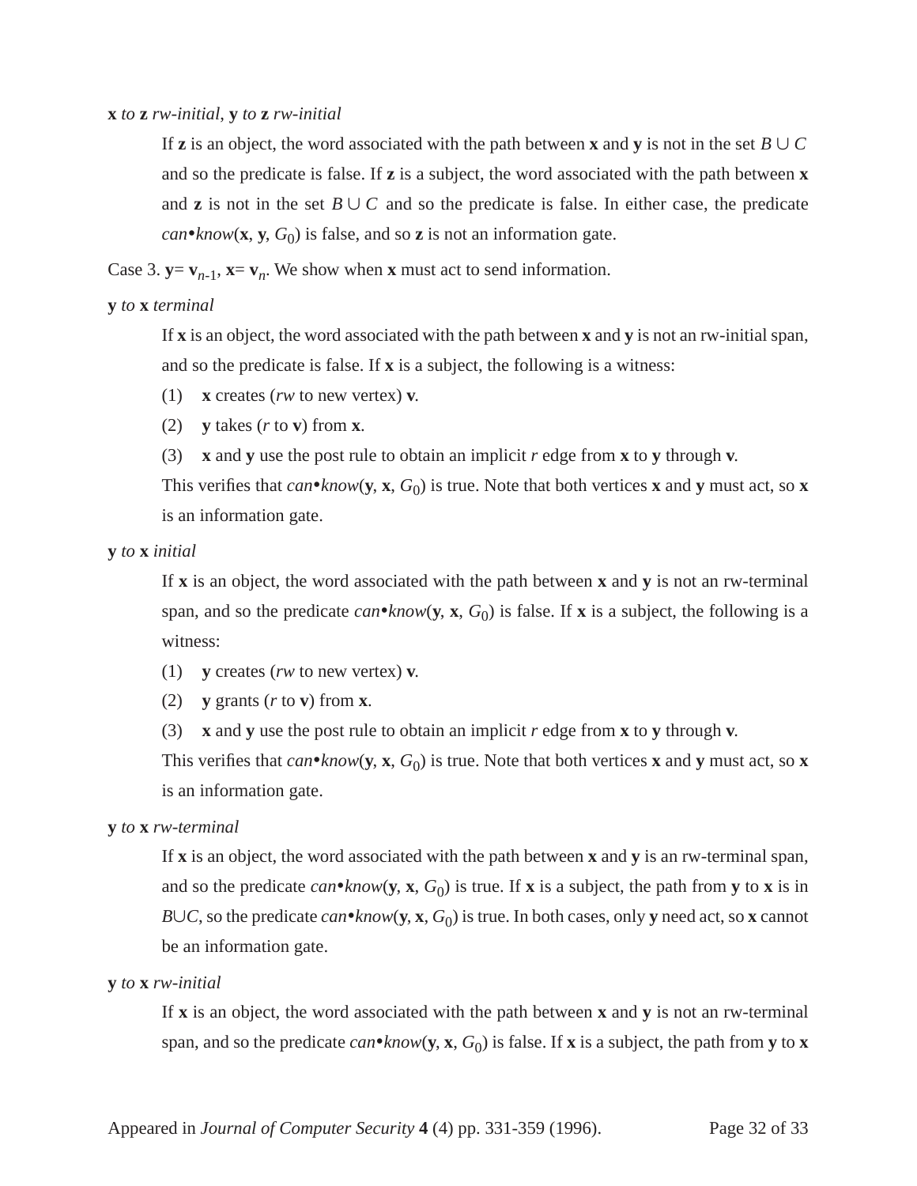**x** *to* **z** *rw-initial*, **y** *to* **z** *rw-initial*

If **z** is an object, the word associated with the path between **x** and **y** is not in the set $B \cup C$ and so the predicate is false. If **z** is a subject, the word associated with the path between **x** and **z** is not in the set $B \cup C$ and so the predicate is false. In either case, the predicate *can•know*(**x**, **y**, $G_0$) is false, and so **z** is not an information gate.

Case 3. **y**= $\mathbf{v}_{n-1}$, **x**= $\mathbf{v}_n$. We show when **x** must act to send information.

**y** *to* **x** *terminal*

If **x** is an object, the word associated with the path between **x** and **y** is not an rw-initial span, and so the predicate is false. If **x** is a subject, the following is a witness:

(1) **x** creates (*rw* to new vertex) **v**.

(2) **y** takes (*r* to **v**) from **x**.

(3) **x** and **y** use the post rule to obtain an implicit *r* edge from **x** to **y** through **v**.

This verifies that *can•know*(**y**, **x**, $G_0$) is true. Note that both vertices **x** and **y** must act, so **x** is an information gate.

**y** *to* **x** *initial*

If **x** is an object, the word associated with the path between **x** and **y** is not an rw-terminal span, and so the predicate *can•know*(**y**, **x**, $G_0$) is false. If **x** is a subject, the following is a witness:

(1) **y** creates (*rw* to new vertex) **v**.

(2) **y** grants (*r* to **v**) from **x**.

(3) **x** and **y** use the post rule to obtain an implicit *r* edge from **x** to **y** through **v**.

This verifies that *can•know*(**y**, **x**, $G_0$) is true. Note that both vertices **x** and **y** must act, so **x** is an information gate.

**y** *to* **x** *rw-terminal*

If **x** is an object, the word associated with the path between **x** and **y** is an rw-terminal span, and so the predicate *can•know*(**y**, **x**, $G_0$) is true. If **x** is a subject, the path from **y** to **x** is in $B \cup C$, so the predicate *can•know*(**y**, **x**, $G_0$) is true. In both cases, only **y** need act, so **x** cannot be an information gate.

**y** *to* **x** *rw-initial*

If **x** is an object, the word associated with the path between **x** and **y** is not an rw-terminal span, and so the predicate *can•know*(**y**, **x**, $G_0$) is false. If **x** is a subject, the path from **y** to **x**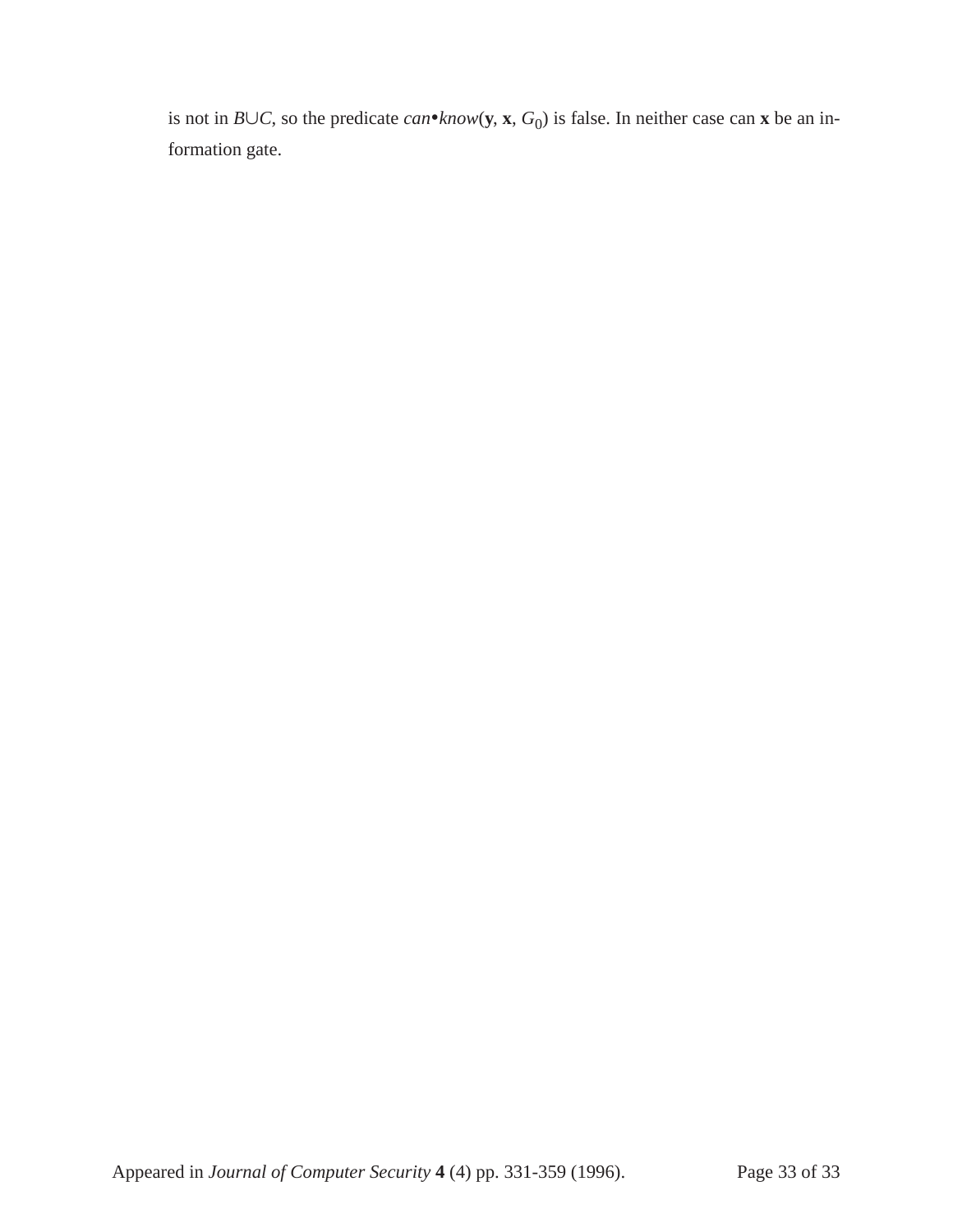is not in $B \cup C$, so the predicate *can•know*(**y**, **x**, $G_0$) is false. In neither case can **x** be an information gate.